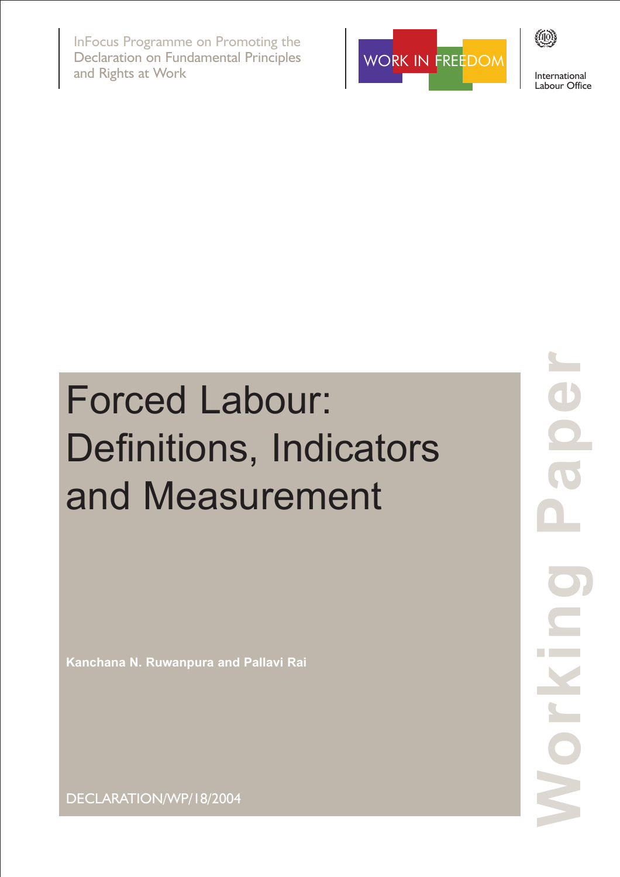InFocus Programme on Promoting the Declaration on Fundamental Principles and Rights at Work

WORK IN FREEDOM

International Labour Office

# Forced Labour: Definitions, Indicators and Measurement

**Kanchana N. Ruwanpura and Pallavi Rai**

DECLARATION/WP/18/2004

Working Paper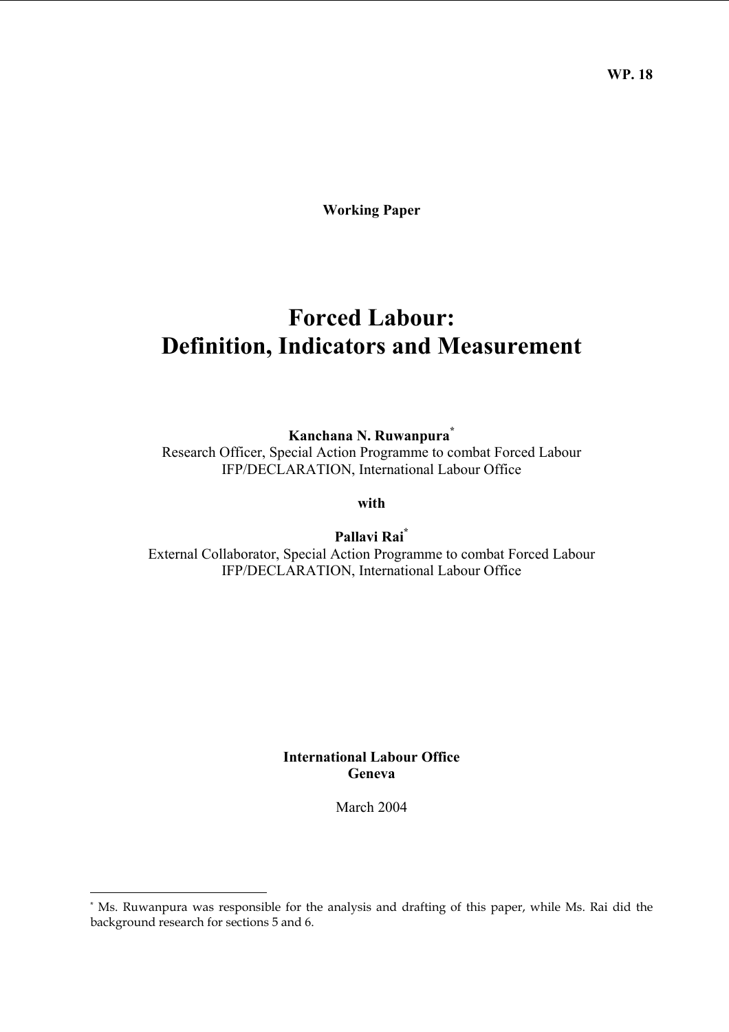WP. 18

**Working Paper**

# Forced Labour: Definition, Indicators and Measurement

**Kanchana N. Ruwanpura**[*]
Research Officer, Special Action Programme to combat Forced Labour
IFP/DECLARATION, International Labour Office

**with**

**Pallavi Rai**[*]
External Collaborator, Special Action Programme to combat Forced Labour
IFP/DECLARATION, International Labour Office

**International Labour Office**
**Geneva**

March 2004

[*] Ms. Ruwanpura was responsible for the analysis and drafting of this paper, while Ms. Rai did the background research for sections 5 and 6.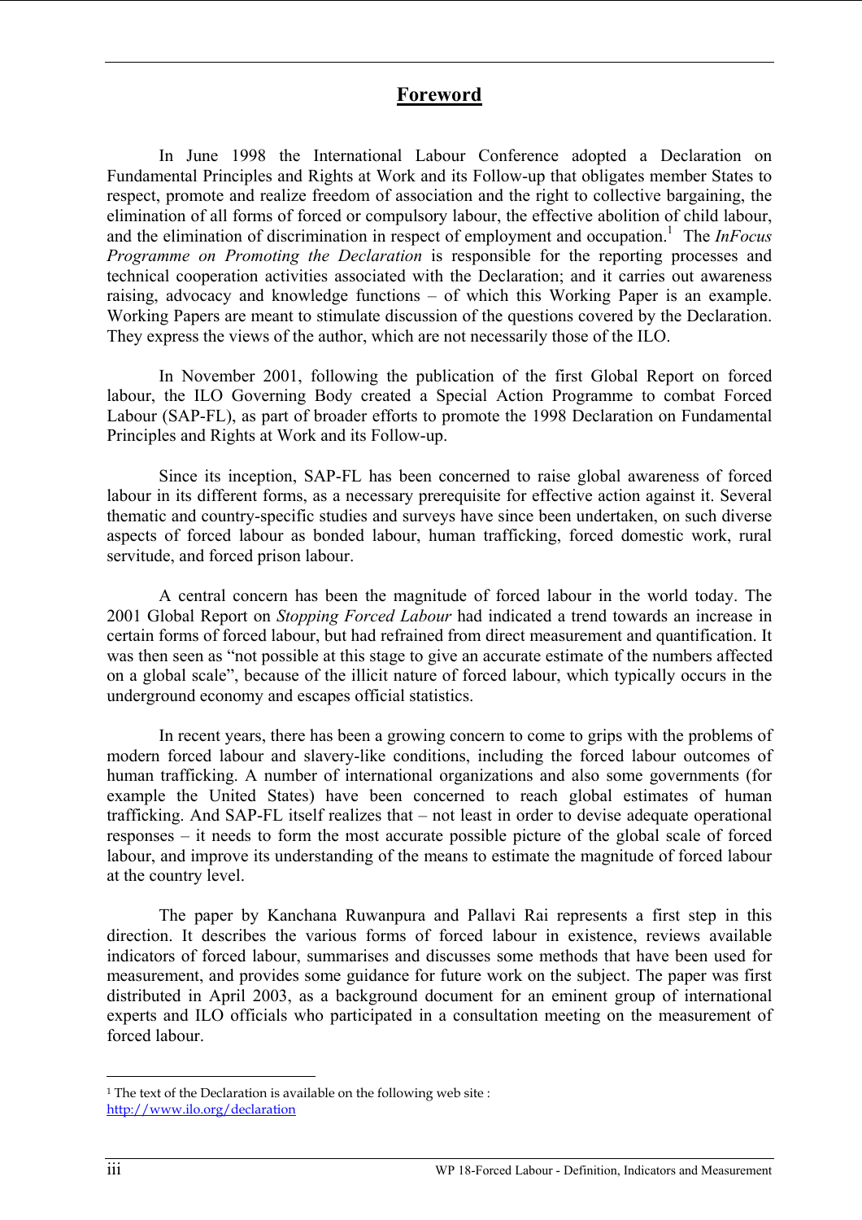# Foreword

In June 1998 the International Labour Conference adopted a Declaration on Fundamental Principles and Rights at Work and its Follow-up that obligates member States to respect, promote and realize freedom of association and the right to collective bargaining, the elimination of all forms of forced or compulsory labour, the effective abolition of child labour, and the elimination of discrimination in respect of employment and occupation.[1] The *InFocus Programme on Promoting the Declaration* is responsible for the reporting processes and technical cooperation activities associated with the Declaration; and it carries out awareness raising, advocacy and knowledge functions – of which this Working Paper is an example. Working Papers are meant to stimulate discussion of the questions covered by the Declaration. They express the views of the author, which are not necessarily those of the ILO.

In November 2001, following the publication of the first Global Report on forced labour, the ILO Governing Body created a Special Action Programme to combat Forced Labour (SAP-FL), as part of broader efforts to promote the 1998 Declaration on Fundamental Principles and Rights at Work and its Follow-up.

Since its inception, SAP-FL has been concerned to raise global awareness of forced labour in its different forms, as a necessary prerequisite for effective action against it. Several thematic and country-specific studies and surveys have since been undertaken, on such diverse aspects of forced labour as bonded labour, human trafficking, forced domestic work, rural servitude, and forced prison labour.

A central concern has been the magnitude of forced labour in the world today. The 2001 Global Report on *Stopping Forced Labour* had indicated a trend towards an increase in certain forms of forced labour, but had refrained from direct measurement and quantification. It was then seen as "not possible at this stage to give an accurate estimate of the numbers affected on a global scale", because of the illicit nature of forced labour, which typically occurs in the underground economy and escapes official statistics.

In recent years, there has been a growing concern to come to grips with the problems of modern forced labour and slavery-like conditions, including the forced labour outcomes of human trafficking. A number of international organizations and also some governments (for example the United States) have been concerned to reach global estimates of human trafficking. And SAP-FL itself realizes that – not least in order to devise adequate operational responses – it needs to form the most accurate possible picture of the global scale of forced labour, and improve its understanding of the means to estimate the magnitude of forced labour at the country level.

The paper by Kanchana Ruwanpura and Pallavi Rai represents a first step in this direction. It describes the various forms of forced labour in existence, reviews available indicators of forced labour, summarises and discusses some methods that have been used for measurement, and provides some guidance for future work on the subject. The paper was first distributed in April 2003, as a background document for an eminent group of international experts and ILO officials who participated in a consultation meeting on the measurement of forced labour.

---

[1] The text of the Declaration is available on the following web site : http://www.ilo.org/declaration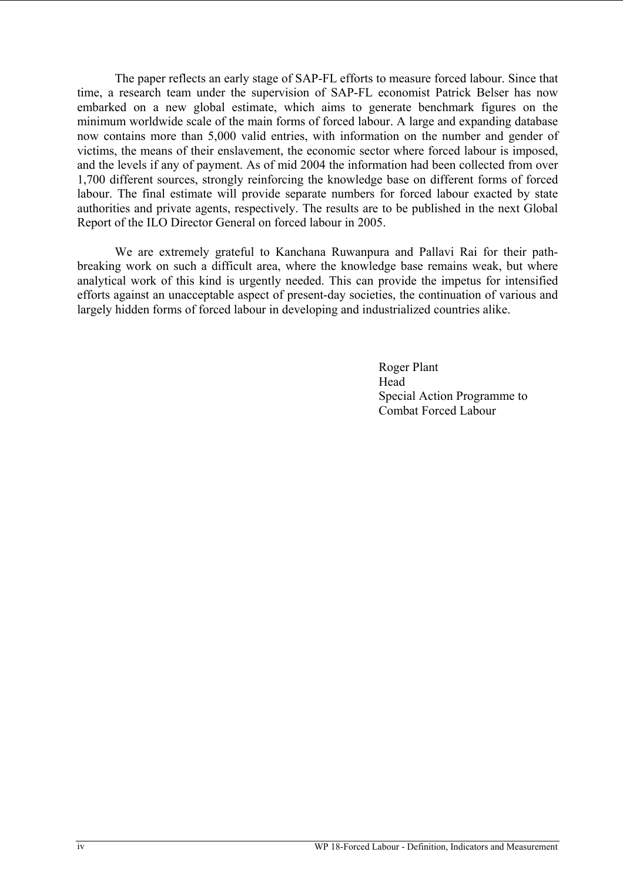The paper reflects an early stage of SAP-FL efforts to measure forced labour. Since that time, a research team under the supervision of SAP-FL economist Patrick Belser has now embarked on a new global estimate, which aims to generate benchmark figures on the minimum worldwide scale of the main forms of forced labour. A large and expanding database now contains more than 5,000 valid entries, with information on the number and gender of victims, the means of their enslavement, the economic sector where forced labour is imposed, and the levels if any of payment. As of mid 2004 the information had been collected from over 1,700 different sources, strongly reinforcing the knowledge base on different forms of forced labour. The final estimate will provide separate numbers for forced labour exacted by state authorities and private agents, respectively. The results are to be published in the next Global Report of the ILO Director General on forced labour in 2005.

We are extremely grateful to Kanchana Ruwanpura and Pallavi Rai for their path-breaking work on such a difficult area, where the knowledge base remains weak, but where analytical work of this kind is urgently needed. This can provide the impetus for intensified efforts against an unacceptable aspect of present-day societies, the continuation of various and largely hidden forms of forced labour in developing and industrialized countries alike.

Roger Plant  
Head  
Special Action Programme to  
Combat Forced Labour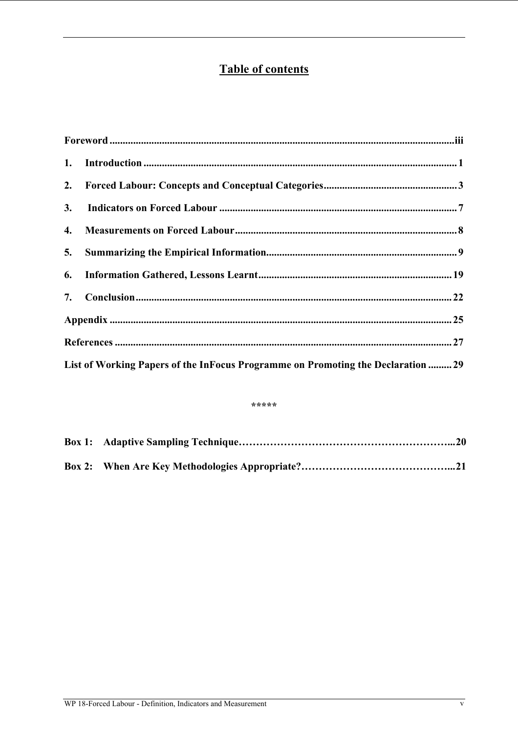# Table of contents

**Foreword** ...iii

**1. Introduction** ... 1

**2. Forced Labour: Concepts and Conceptual Categories** ... 3

**3. Indicators on Forced Labour** ... 7

**4. Measurements on Forced Labour** ... 8

**5. Summarizing the Empirical Information** ... 9

**6. Information Gathered, Lessons Learnt** ... 19

**7. Conclusion** ... 22

**Appendix** ... 25

**References** ... 27

**List of Working Papers of the InFocus Programme on Promoting the Declaration** ... 29

*****

**Box 1: Adaptive Sampling Technique** ... 20

**Box 2: When Are Key Methodologies Appropriate?** ... 21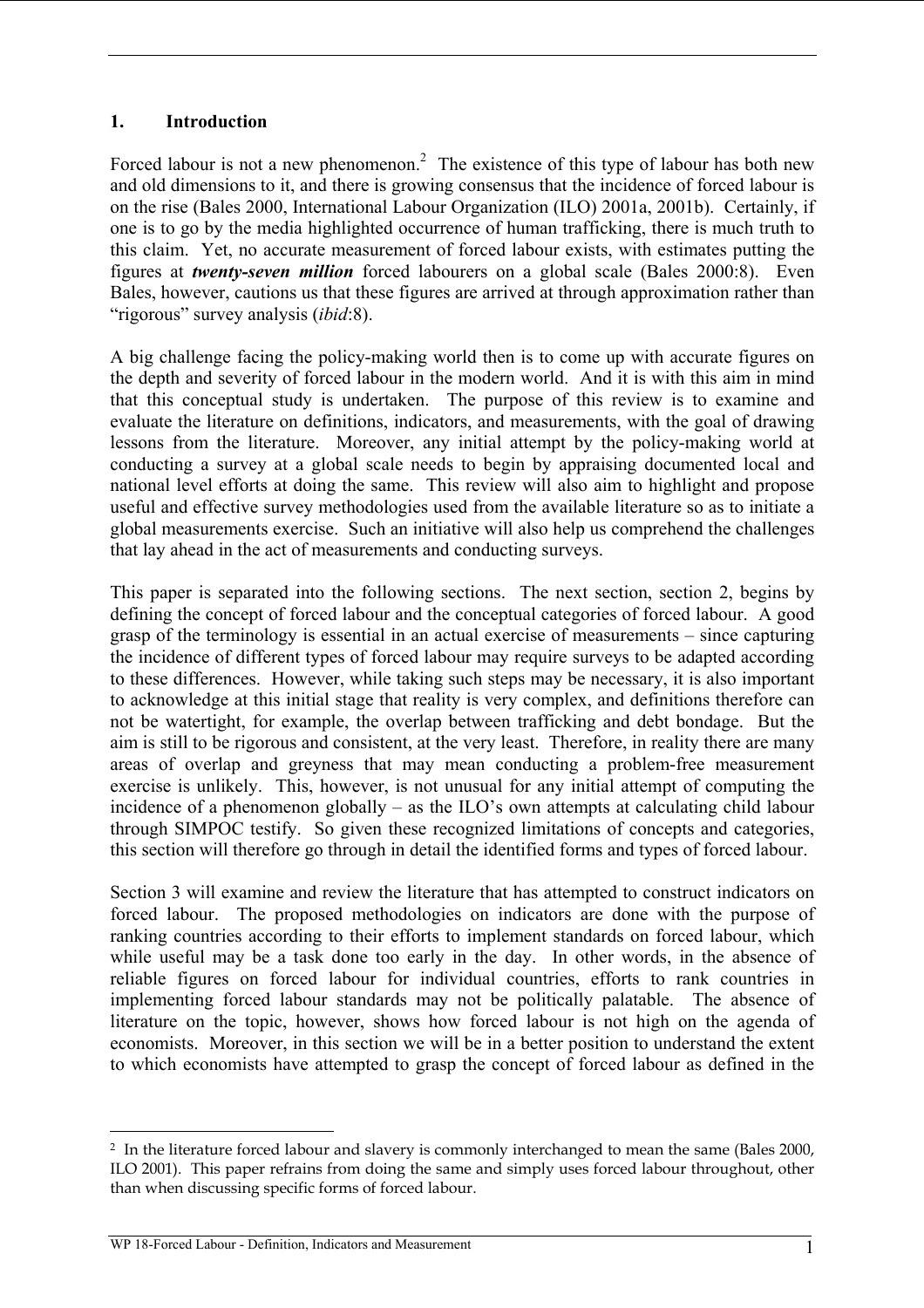## 1. Introduction

Forced labour is not a new phenomenon.[2] The existence of this type of labour has both new and old dimensions to it, and there is growing consensus that the incidence of forced labour is on the rise (Bales 2000, International Labour Organization (ILO) 2001a, 2001b). Certainly, if one is to go by the media highlighted occurrence of human trafficking, there is much truth to this claim. Yet, no accurate measurement of forced labour exists, with estimates putting the figures at ***twenty-seven million*** forced labourers on a global scale (Bales 2000:8). Even Bales, however, cautions us that these figures are arrived at through approximation rather than "rigorous" survey analysis (*ibid*:8).

A big challenge facing the policy-making world then is to come up with accurate figures on the depth and severity of forced labour in the modern world. And it is with this aim in mind that this conceptual study is undertaken. The purpose of this review is to examine and evaluate the literature on definitions, indicators, and measurements, with the goal of drawing lessons from the literature. Moreover, any initial attempt by the policy-making world at conducting a survey at a global scale needs to begin by appraising documented local and national level efforts at doing the same. This review will also aim to highlight and propose useful and effective survey methodologies used from the available literature so as to initiate a global measurements exercise. Such an initiative will also help us comprehend the challenges that lay ahead in the act of measurements and conducting surveys.

This paper is separated into the following sections. The next section, section 2, begins by defining the concept of forced labour and the conceptual categories of forced labour. A good grasp of the terminology is essential in an actual exercise of measurements – since capturing the incidence of different types of forced labour may require surveys to be adapted according to these differences. However, while taking such steps may be necessary, it is also important to acknowledge at this initial stage that reality is very complex, and definitions therefore can not be watertight, for example, the overlap between trafficking and debt bondage. But the aim is still to be rigorous and consistent, at the very least. Therefore, in reality there are many areas of overlap and greyness that may mean conducting a problem-free measurement exercise is unlikely. This, however, is not unusual for any initial attempt of computing the incidence of a phenomenon globally – as the ILO's own attempts at calculating child labour through SIMPOC testify. So given these recognized limitations of concepts and categories, this section will therefore go through in detail the identified forms and types of forced labour.

Section 3 will examine and review the literature that has attempted to construct indicators on forced labour. The proposed methodologies on indicators are done with the purpose of ranking countries according to their efforts to implement standards on forced labour, which while useful may be a task done too early in the day. In other words, in the absence of reliable figures on forced labour for individual countries, efforts to rank countries in implementing forced labour standards may not be politically palatable. The absence of literature on the topic, however, shows how forced labour is not high on the agenda of economists. Moreover, in this section we will be in a better position to understand the extent to which economists have attempted to grasp the concept of forced labour as defined in the

---

[2] In the literature forced labour and slavery is commonly interchanged to mean the same (Bales 2000, ILO 2001). This paper refrains from doing the same and simply uses forced labour throughout, other than when discussing specific forms of forced labour.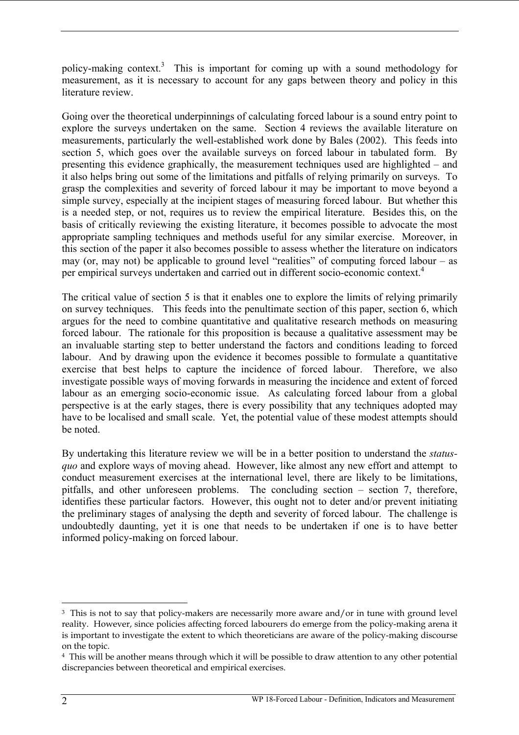policy-making context.[3] This is important for coming up with a sound methodology for measurement, as it is necessary to account for any gaps between theory and policy in this literature review.

Going over the theoretical underpinnings of calculating forced labour is a sound entry point to explore the surveys undertaken on the same. Section 4 reviews the available literature on measurements, particularly the well-established work done by Bales (2002). This feeds into section 5, which goes over the available surveys on forced labour in tabulated form. By presenting this evidence graphically, the measurement techniques used are highlighted – and it also helps bring out some of the limitations and pitfalls of relying primarily on surveys. To grasp the complexities and severity of forced labour it may be important to move beyond a simple survey, especially at the incipient stages of measuring forced labour. But whether this is a needed step, or not, requires us to review the empirical literature. Besides this, on the basis of critically reviewing the existing literature, it becomes possible to advocate the most appropriate sampling techniques and methods useful for any similar exercise. Moreover, in this section of the paper it also becomes possible to assess whether the literature on indicators may (or, may not) be applicable to ground level "realities" of computing forced labour – as per empirical surveys undertaken and carried out in different socio-economic context.[4]

The critical value of section 5 is that it enables one to explore the limits of relying primarily on survey techniques. This feeds into the penultimate section of this paper, section 6, which argues for the need to combine quantitative and qualitative research methods on measuring forced labour. The rationale for this proposition is because a qualitative assessment may be an invaluable starting step to better understand the factors and conditions leading to forced labour. And by drawing upon the evidence it becomes possible to formulate a quantitative exercise that best helps to capture the incidence of forced labour. Therefore, we also investigate possible ways of moving forwards in measuring the incidence and extent of forced labour as an emerging socio-economic issue. As calculating forced labour from a global perspective is at the early stages, there is every possibility that any techniques adopted may have to be localised and small scale. Yet, the potential value of these modest attempts should be noted.

By undertaking this literature review we will be in a better position to understand the *status-quo* and explore ways of moving ahead. However, like almost any new effort and attempt to conduct measurement exercises at the international level, there are likely to be limitations, pitfalls, and other unforeseen problems. The concluding section – section 7, therefore, identifies these particular factors. However, this ought not to deter and/or prevent initiating the preliminary stages of analysing the depth and severity of forced labour. The challenge is undoubtedly daunting, yet it is one that needs to be undertaken if one is to have better informed policy-making on forced labour.

---

[3] This is not to say that policy-makers are necessarily more aware and/or in tune with ground level reality. However, since policies affecting forced labourers do emerge from the policy-making arena it is important to investigate the extent to which theoreticians are aware of the policy-making discourse on the topic.

[4] This will be another means through which it will be possible to draw attention to any other potential discrepancies between theoretical and empirical exercises.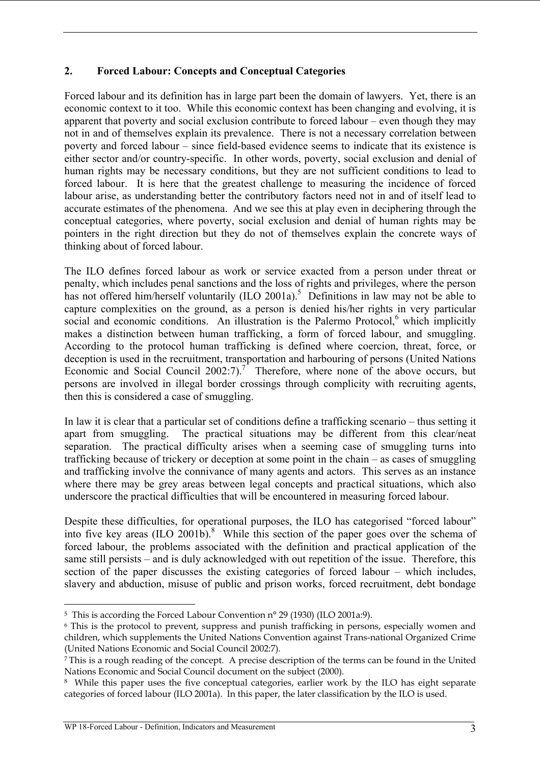## 2. Forced Labour: Concepts and Conceptual Categories

Forced labour and its definition has in large part been the domain of lawyers. Yet, there is an economic context to it too. While this economic context has been changing and evolving, it is apparent that poverty and social exclusion contribute to forced labour – even though they may not in and of themselves explain its prevalence. There is not a necessary correlation between poverty and forced labour – since field-based evidence seems to indicate that its existence is either sector and/or country-specific. In other words, poverty, social exclusion and denial of human rights may be necessary conditions, but they are not sufficient conditions to lead to forced labour. It is here that the greatest challenge to measuring the incidence of forced labour arise, as understanding better the contributory factors need not in and of itself lead to accurate estimates of the phenomena. And we see this at play even in deciphering through the conceptual categories, where poverty, social exclusion and denial of human rights may be pointers in the right direction but they do not of themselves explain the concrete ways of thinking about of forced labour.

The ILO defines forced labour as work or service exacted from a person under threat or penalty, which includes penal sanctions and the loss of rights and privileges, where the person has not offered him/herself voluntarily (ILO 2001a).[5] Definitions in law may not be able to capture complexities on the ground, as a person is denied his/her rights in very particular social and economic conditions. An illustration is the Palermo Protocol,[6] which implicitly makes a distinction between human trafficking, a form of forced labour, and smuggling. According to the protocol human trafficking is defined where coercion, threat, force, or deception is used in the recruitment, transportation and harbouring of persons (United Nations Economic and Social Council 2002:7).[7] Therefore, where none of the above occurs, but persons are involved in illegal border crossings through complicity with recruiting agents, then this is considered a case of smuggling.

In law it is clear that a particular set of conditions define a trafficking scenario – thus setting it apart from smuggling. The practical situations may be different from this clear/neat separation. The practical difficulty arises when a seeming case of smuggling turns into trafficking because of trickery or deception at some point in the chain – as cases of smuggling and trafficking involve the connivance of many agents and actors. This serves as an instance where there may be grey areas between legal concepts and practical situations, which also underscore the practical difficulties that will be encountered in measuring forced labour.

Despite these difficulties, for operational purposes, the ILO has categorised "forced labour" into five key areas (ILO 2001b).[8] While this section of the paper goes over the schema of forced labour, the problems associated with the definition and practical application of the same still persists – and is duly acknowledged with out repetition of the issue. Therefore, this section of the paper discusses the existing categories of forced labour – which includes, slavery and abduction, misuse of public and prison works, forced recruitment, debt bondage

---

[5] This is according the Forced Labour Convention n° 29 (1930) (ILO 2001a:9).

[6] This is the protocol to prevent, suppress and punish trafficking in persons, especially women and children, which supplements the United Nations Convention against Trans-national Organized Crime (United Nations Economic and Social Council 2002:7).

[7] This is a rough reading of the concept. A precise description of the terms can be found in the United Nations Economic and Social Council document on the subject (2000).

[8] While this paper uses the five conceptual categories, earlier work by the ILO has eight separate categories of forced labour (ILO 2001a). In this paper, the later classification by the ILO is used.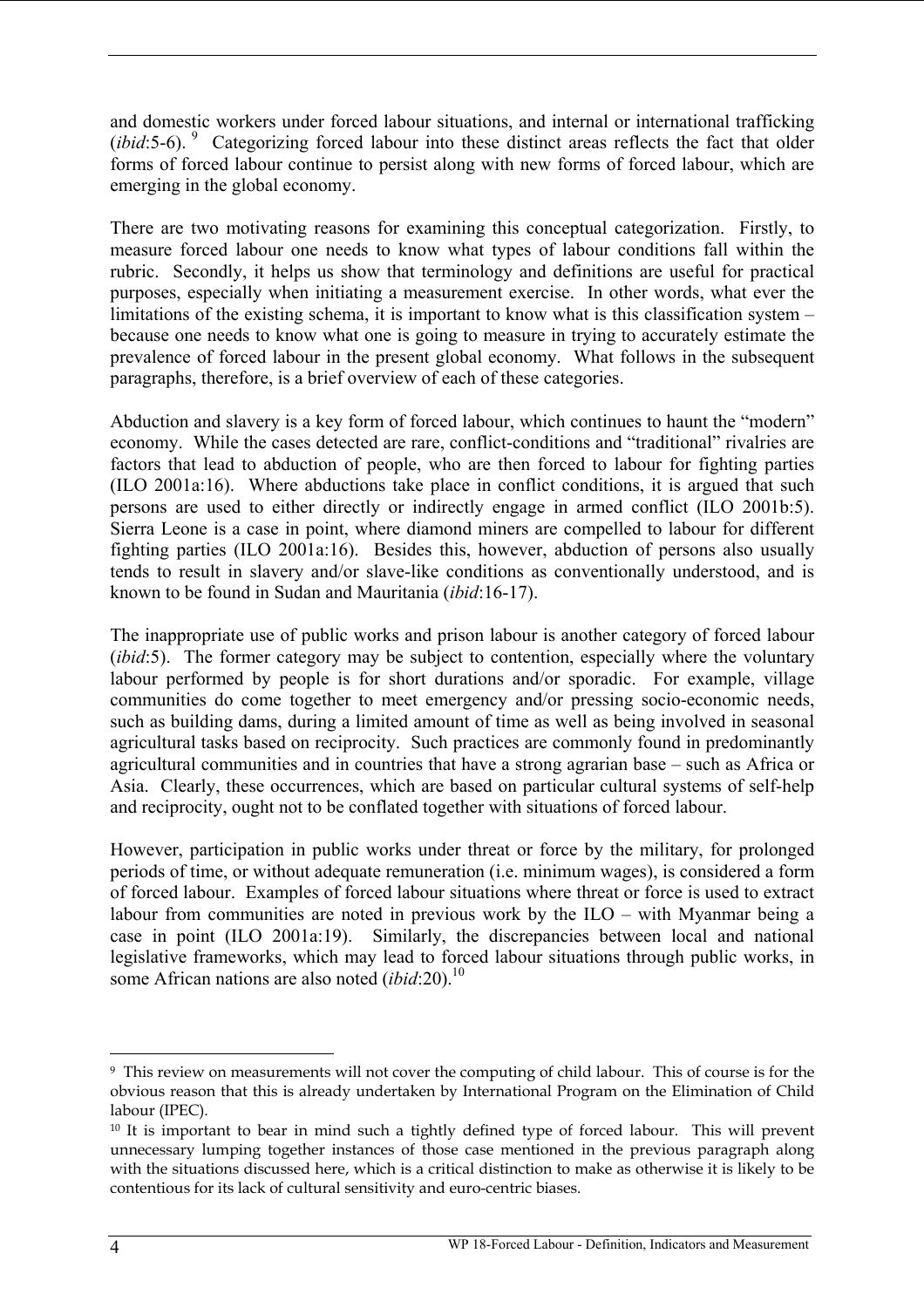and domestic workers under forced labour situations, and internal or international trafficking (*ibid*:5-6). [9] Categorizing forced labour into these distinct areas reflects the fact that older forms of forced labour continue to persist along with new forms of forced labour, which are emerging in the global economy.

There are two motivating reasons for examining this conceptual categorization. Firstly, to measure forced labour one needs to know what types of labour conditions fall within the rubric. Secondly, it helps us show that terminology and definitions are useful for practical purposes, especially when initiating a measurement exercise. In other words, what ever the limitations of the existing schema, it is important to know what is this classification system – because one needs to know what one is going to measure in trying to accurately estimate the prevalence of forced labour in the present global economy. What follows in the subsequent paragraphs, therefore, is a brief overview of each of these categories.

Abduction and slavery is a key form of forced labour, which continues to haunt the "modern" economy. While the cases detected are rare, conflict-conditions and "traditional" rivalries are factors that lead to abduction of people, who are then forced to labour for fighting parties (ILO 2001a:16). Where abductions take place in conflict conditions, it is argued that such persons are used to either directly or indirectly engage in armed conflict (ILO 2001b:5). Sierra Leone is a case in point, where diamond miners are compelled to labour for different fighting parties (ILO 2001a:16). Besides this, however, abduction of persons also usually tends to result in slavery and/or slave-like conditions as conventionally understood, and is known to be found in Sudan and Mauritania (*ibid*:16-17).

The inappropriate use of public works and prison labour is another category of forced labour (*ibid*:5). The former category may be subject to contention, especially where the voluntary labour performed by people is for short durations and/or sporadic. For example, village communities do come together to meet emergency and/or pressing socio-economic needs, such as building dams, during a limited amount of time as well as being involved in seasonal agricultural tasks based on reciprocity. Such practices are commonly found in predominantly agricultural communities and in countries that have a strong agrarian base – such as Africa or Asia. Clearly, these occurrences, which are based on particular cultural systems of self-help and reciprocity, ought not to be conflated together with situations of forced labour.

However, participation in public works under threat or force by the military, for prolonged periods of time, or without adequate remuneration (i.e. minimum wages), is considered a form of forced labour. Examples of forced labour situations where threat or force is used to extract labour from communities are noted in previous work by the ILO – with Myanmar being a case in point (ILO 2001a:19). Similarly, the discrepancies between local and national legislative frameworks, which may lead to forced labour situations through public works, in some African nations are also noted (*ibid*:20).[10]

---

[9] This review on measurements will not cover the computing of child labour. This of course is for the obvious reason that this is already undertaken by International Program on the Elimination of Child labour (IPEC).

[10] It is important to bear in mind such a tightly defined type of forced labour. This will prevent unnecessary lumping together instances of those case mentioned in the previous paragraph along with the situations discussed here, which is a critical distinction to make as otherwise it is likely to be contentious for its lack of cultural sensitivity and euro-centric biases.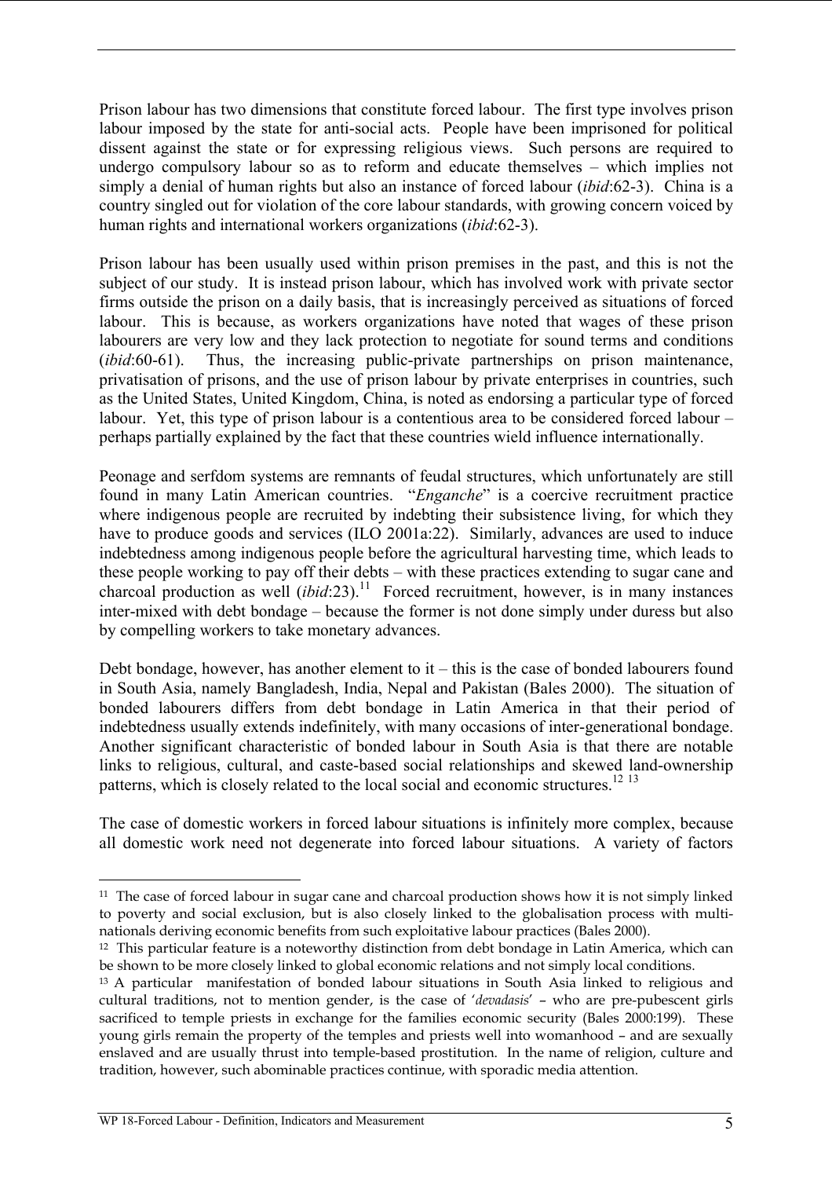Prison labour has two dimensions that constitute forced labour. The first type involves prison labour imposed by the state for anti-social acts. People have been imprisoned for political dissent against the state or for expressing religious views. Such persons are required to undergo compulsory labour so as to reform and educate themselves – which implies not simply a denial of human rights but also an instance of forced labour (*ibid*:62-3). China is a country singled out for violation of the core labour standards, with growing concern voiced by human rights and international workers organizations (*ibid*:62-3).

Prison labour has been usually used within prison premises in the past, and this is not the subject of our study. It is instead prison labour, which has involved work with private sector firms outside the prison on a daily basis, that is increasingly perceived as situations of forced labour. This is because, as workers organizations have noted that wages of these prison labourers are very low and they lack protection to negotiate for sound terms and conditions (*ibid*:60-61). Thus, the increasing public-private partnerships on prison maintenance, privatisation of prisons, and the use of prison labour by private enterprises in countries, such as the United States, United Kingdom, China, is noted as endorsing a particular type of forced labour. Yet, this type of prison labour is a contentious area to be considered forced labour – perhaps partially explained by the fact that these countries wield influence internationally.

Peonage and serfdom systems are remnants of feudal structures, which unfortunately are still found in many Latin American countries. "*Enganche*" is a coercive recruitment practice where indigenous people are recruited by indebting their subsistence living, for which they have to produce goods and services (ILO 2001a:22). Similarly, advances are used to induce indebtedness among indigenous people before the agricultural harvesting time, which leads to these people working to pay off their debts – with these practices extending to sugar cane and charcoal production as well (*ibid*:23).[11] Forced recruitment, however, is in many instances inter-mixed with debt bondage – because the former is not done simply under duress but also by compelling workers to take monetary advances.

Debt bondage, however, has another element to it – this is the case of bonded labourers found in South Asia, namely Bangladesh, India, Nepal and Pakistan (Bales 2000). The situation of bonded labourers differs from debt bondage in Latin America in that their period of indebtedness usually extends indefinitely, with many occasions of inter-generational bondage. Another significant characteristic of bonded labour in South Asia is that there are notable links to religious, cultural, and caste-based social relationships and skewed land-ownership patterns, which is closely related to the local social and economic structures.[12] [13]

The case of domestic workers in forced labour situations is infinitely more complex, because all domestic work need not degenerate into forced labour situations. A variety of factors

---

[11] The case of forced labour in sugar cane and charcoal production shows how it is not simply linked to poverty and social exclusion, but is also closely linked to the globalisation process with multi-nationals deriving economic benefits from such exploitative labour practices (Bales 2000).

[12] This particular feature is a noteworthy distinction from debt bondage in Latin America, which can be shown to be more closely linked to global economic relations and not simply local conditions.

[13] A particular manifestation of bonded labour situations in South Asia linked to religious and cultural traditions, not to mention gender, is the case of '*devadasis*' – who are pre-pubescent girls sacrificed to temple priests in exchange for the families economic security (Bales 2000:199). These young girls remain the property of the temples and priests well into womanhood – and are sexually enslaved and are usually thrust into temple-based prostitution. In the name of religion, culture and tradition, however, such abominable practices continue, with sporadic media attention.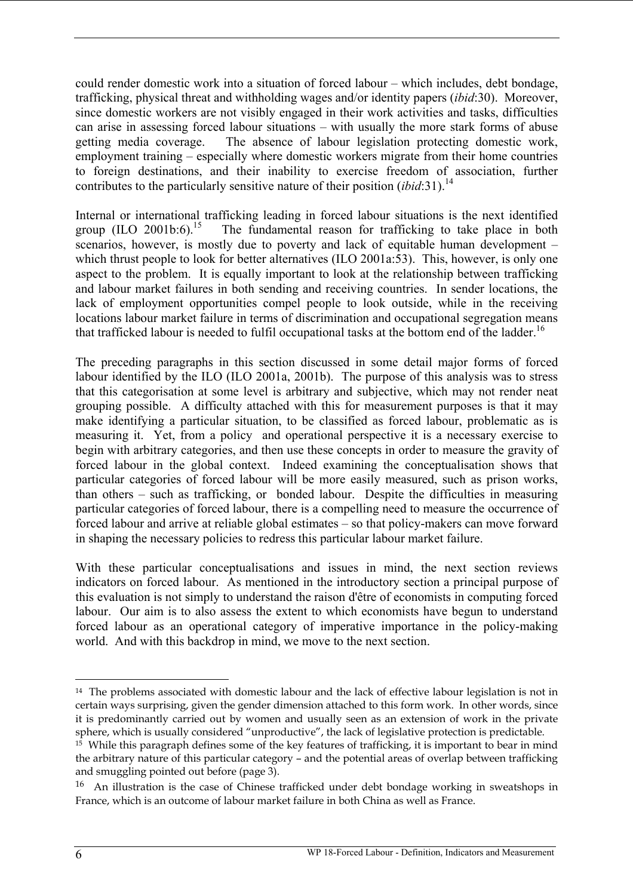could render domestic work into a situation of forced labour – which includes, debt bondage, trafficking, physical threat and withholding wages and/or identity papers (*ibid*:30). Moreover, since domestic workers are not visibly engaged in their work activities and tasks, difficulties can arise in assessing forced labour situations – with usually the more stark forms of abuse getting media coverage. The absence of labour legislation protecting domestic work, employment training – especially where domestic workers migrate from their home countries to foreign destinations, and their inability to exercise freedom of association, further contributes to the particularly sensitive nature of their position (*ibid*:31).[14]

Internal or international trafficking leading in forced labour situations is the next identified group (ILO 2001b:6).[15] The fundamental reason for trafficking to take place in both scenarios, however, is mostly due to poverty and lack of equitable human development – which thrust people to look for better alternatives (ILO 2001a:53). This, however, is only one aspect to the problem. It is equally important to look at the relationship between trafficking and labour market failures in both sending and receiving countries. In sender locations, the lack of employment opportunities compel people to look outside, while in the receiving locations labour market failure in terms of discrimination and occupational segregation means that trafficked labour is needed to fulfil occupational tasks at the bottom end of the ladder.[16]

The preceding paragraphs in this section discussed in some detail major forms of forced labour identified by the ILO (ILO 2001a, 2001b). The purpose of this analysis was to stress that this categorisation at some level is arbitrary and subjective, which may not render neat grouping possible. A difficulty attached with this for measurement purposes is that it may make identifying a particular situation, to be classified as forced labour, problematic as is measuring it. Yet, from a policy and operational perspective it is a necessary exercise to begin with arbitrary categories, and then use these concepts in order to measure the gravity of forced labour in the global context. Indeed examining the conceptualisation shows that particular categories of forced labour will be more easily measured, such as prison works, than others – such as trafficking, or bonded labour. Despite the difficulties in measuring particular categories of forced labour, there is a compelling need to measure the occurrence of forced labour and arrive at reliable global estimates – so that policy-makers can move forward in shaping the necessary policies to redress this particular labour market failure.

With these particular conceptualisations and issues in mind, the next section reviews indicators on forced labour. As mentioned in the introductory section a principal purpose of this evaluation is not simply to understand the raison d'être of economists in computing forced labour. Our aim is to also assess the extent to which economists have begun to understand forced labour as an operational category of imperative importance in the policy-making world. And with this backdrop in mind, we move to the next section.

---

[14] The problems associated with domestic labour and the lack of effective labour legislation is not in certain ways surprising, given the gender dimension attached to this form work. In other words, since it is predominantly carried out by women and usually seen as an extension of work in the private sphere, which is usually considered "unproductive", the lack of legislative protection is predictable.

[15] While this paragraph defines some of the key features of trafficking, it is important to bear in mind the arbitrary nature of this particular category – and the potential areas of overlap between trafficking and smuggling pointed out before (page 3).

[16] An illustration is the case of Chinese trafficked under debt bondage working in sweatshops in France, which is an outcome of labour market failure in both China as well as France.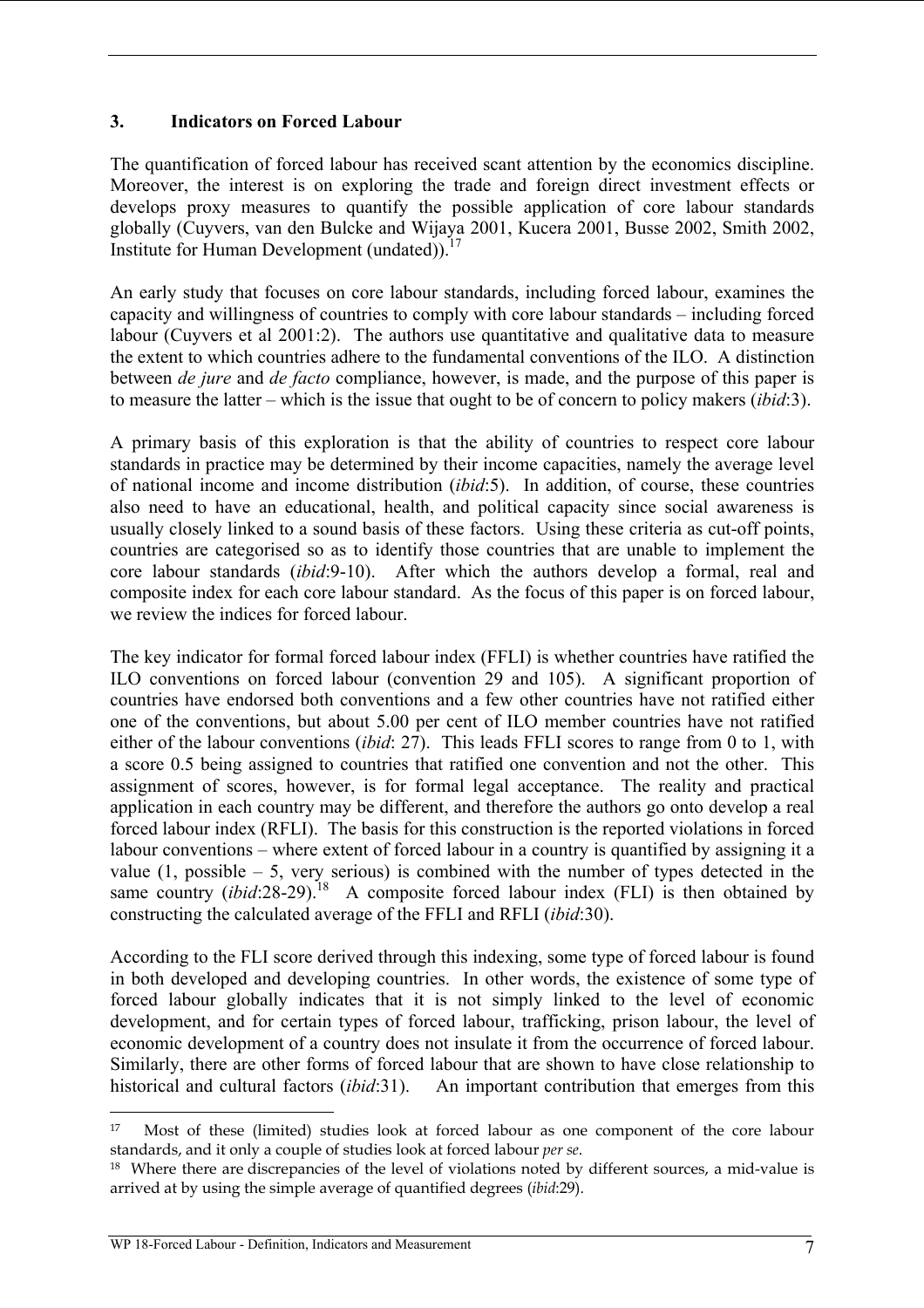## 3. Indicators on Forced Labour

The quantification of forced labour has received scant attention by the economics discipline. Moreover, the interest is on exploring the trade and foreign direct investment effects or develops proxy measures to quantify the possible application of core labour standards globally (Cuyvers, van den Bulcke and Wijaya 2001, Kucera 2001, Busse 2002, Smith 2002, Institute for Human Development (undated)).[17]

An early study that focuses on core labour standards, including forced labour, examines the capacity and willingness of countries to comply with core labour standards – including forced labour (Cuyvers et al 2001:2). The authors use quantitative and qualitative data to measure the extent to which countries adhere to the fundamental conventions of the ILO. A distinction between *de jure* and *de facto* compliance, however, is made, and the purpose of this paper is to measure the latter – which is the issue that ought to be of concern to policy makers (*ibid*:3).

A primary basis of this exploration is that the ability of countries to respect core labour standards in practice may be determined by their income capacities, namely the average level of national income and income distribution (*ibid*:5). In addition, of course, these countries also need to have an educational, health, and political capacity since social awareness is usually closely linked to a sound basis of these factors. Using these criteria as cut-off points, countries are categorised so as to identify those countries that are unable to implement the core labour standards (*ibid*:9-10). After which the authors develop a formal, real and composite index for each core labour standard. As the focus of this paper is on forced labour, we review the indices for forced labour.

The key indicator for formal forced labour index (FFLI) is whether countries have ratified the ILO conventions on forced labour (convention 29 and 105). A significant proportion of countries have endorsed both conventions and a few other countries have not ratified either one of the conventions, but about 5.00 per cent of ILO member countries have not ratified either of the labour conventions (*ibid*: 27). This leads FFLI scores to range from 0 to 1, with a score 0.5 being assigned to countries that ratified one convention and not the other. This assignment of scores, however, is for formal legal acceptance. The reality and practical application in each country may be different, and therefore the authors go onto develop a real forced labour index (RFLI). The basis for this construction is the reported violations in forced labour conventions – where extent of forced labour in a country is quantified by assigning it a value (1, possible – 5, very serious) is combined with the number of types detected in the same country (*ibid*:28-29).[18] A composite forced labour index (FLI) is then obtained by constructing the calculated average of the FFLI and RFLI (*ibid*:30).

According to the FLI score derived through this indexing, some type of forced labour is found in both developed and developing countries. In other words, the existence of some type of forced labour globally indicates that it is not simply linked to the level of economic development, and for certain types of forced labour, trafficking, prison labour, the level of economic development of a country does not insulate it from the occurrence of forced labour. Similarly, there are other forms of forced labour that are shown to have close relationship to historical and cultural factors (*ibid*:31). An important contribution that emerges from this

---

[17] Most of these (limited) studies look at forced labour as one component of the core labour standards, and it only a couple of studies look at forced labour *per se*.

[18] Where there are discrepancies of the level of violations noted by different sources, a mid-value is arrived at by using the simple average of quantified degrees (*ibid*:29).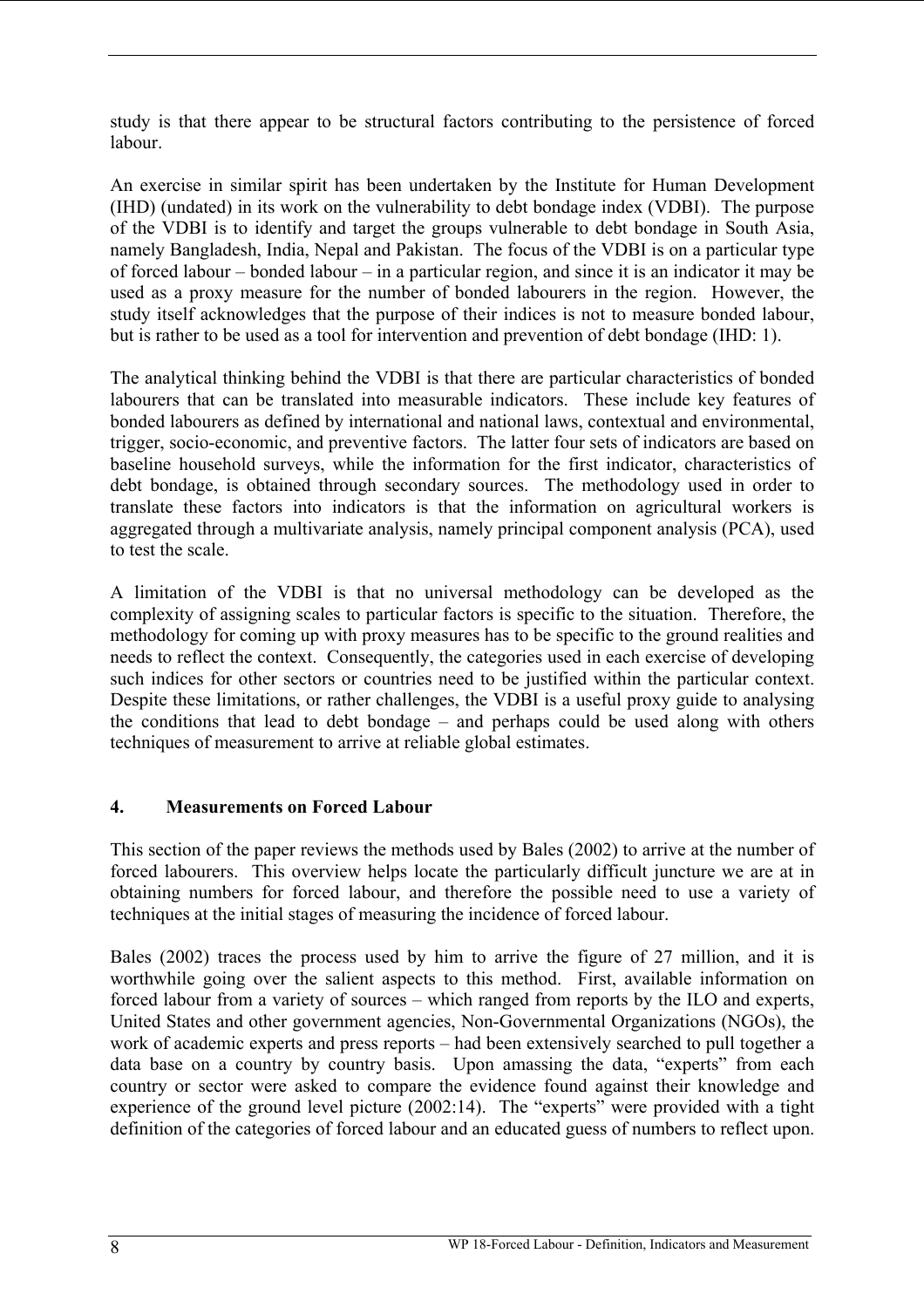study is that there appear to be structural factors contributing to the persistence of forced labour.

An exercise in similar spirit has been undertaken by the Institute for Human Development (IHD) (undated) in its work on the vulnerability to debt bondage index (VDBI). The purpose of the VDBI is to identify and target the groups vulnerable to debt bondage in South Asia, namely Bangladesh, India, Nepal and Pakistan. The focus of the VDBI is on a particular type of forced labour – bonded labour – in a particular region, and since it is an indicator it may be used as a proxy measure for the number of bonded labourers in the region. However, the study itself acknowledges that the purpose of their indices is not to measure bonded labour, but is rather to be used as a tool for intervention and prevention of debt bondage (IHD: 1).

The analytical thinking behind the VDBI is that there are particular characteristics of bonded labourers that can be translated into measurable indicators. These include key features of bonded labourers as defined by international and national laws, contextual and environmental, trigger, socio-economic, and preventive factors. The latter four sets of indicators are based on baseline household surveys, while the information for the first indicator, characteristics of debt bondage, is obtained through secondary sources. The methodology used in order to translate these factors into indicators is that the information on agricultural workers is aggregated through a multivariate analysis, namely principal component analysis (PCA), used to test the scale.

A limitation of the VDBI is that no universal methodology can be developed as the complexity of assigning scales to particular factors is specific to the situation. Therefore, the methodology for coming up with proxy measures has to be specific to the ground realities and needs to reflect the context. Consequently, the categories used in each exercise of developing such indices for other sectors or countries need to be justified within the particular context. Despite these limitations, or rather challenges, the VDBI is a useful proxy guide to analysing the conditions that lead to debt bondage – and perhaps could be used along with others techniques of measurement to arrive at reliable global estimates.

## 4. Measurements on Forced Labour

This section of the paper reviews the methods used by Bales (2002) to arrive at the number of forced labourers. This overview helps locate the particularly difficult juncture we are at in obtaining numbers for forced labour, and therefore the possible need to use a variety of techniques at the initial stages of measuring the incidence of forced labour.

Bales (2002) traces the process used by him to arrive the figure of 27 million, and it is worthwhile going over the salient aspects to this method. First, available information on forced labour from a variety of sources – which ranged from reports by the ILO and experts, United States and other government agencies, Non-Governmental Organizations (NGOs), the work of academic experts and press reports – had been extensively searched to pull together a data base on a country by country basis. Upon amassing the data, "experts" from each country or sector were asked to compare the evidence found against their knowledge and experience of the ground level picture (2002:14). The "experts" were provided with a tight definition of the categories of forced labour and an educated guess of numbers to reflect upon.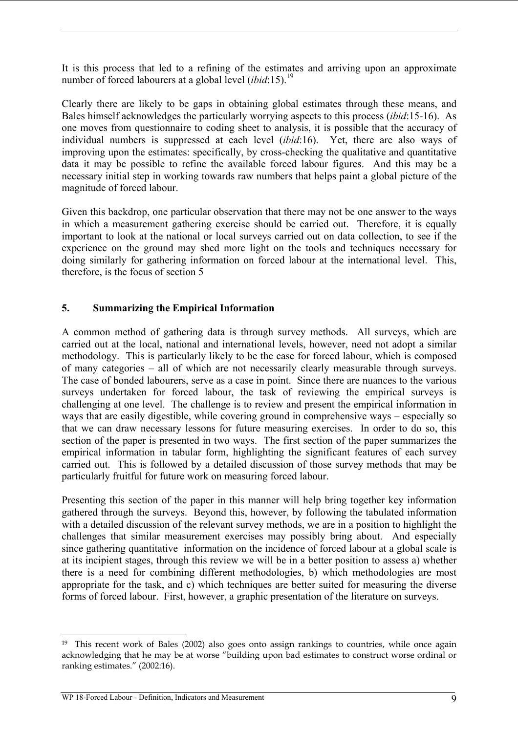It is this process that led to a refining of the estimates and arriving upon an approximate number of forced labourers at a global level (*ibid*:15).[19]

Clearly there are likely to be gaps in obtaining global estimates through these means, and Bales himself acknowledges the particularly worrying aspects to this process (*ibid*:15-16). As one moves from questionnaire to coding sheet to analysis, it is possible that the accuracy of individual numbers is suppressed at each level (*ibid*:16). Yet, there are also ways of improving upon the estimates: specifically, by cross-checking the qualitative and quantitative data it may be possible to refine the available forced labour figures. And this may be a necessary initial step in working towards raw numbers that helps paint a global picture of the magnitude of forced labour.

Given this backdrop, one particular observation that there may not be one answer to the ways in which a measurement gathering exercise should be carried out. Therefore, it is equally important to look at the national or local surveys carried out on data collection, to see if the experience on the ground may shed more light on the tools and techniques necessary for doing similarly for gathering information on forced labour at the international level. This, therefore, is the focus of section 5

## 5. Summarizing the Empirical Information

A common method of gathering data is through survey methods. All surveys, which are carried out at the local, national and international levels, however, need not adopt a similar methodology. This is particularly likely to be the case for forced labour, which is composed of many categories – all of which are not necessarily clearly measurable through surveys. The case of bonded labourers, serve as a case in point. Since there are nuances to the various surveys undertaken for forced labour, the task of reviewing the empirical surveys is challenging at one level. The challenge is to review and present the empirical information in ways that are easily digestible, while covering ground in comprehensive ways – especially so that we can draw necessary lessons for future measuring exercises. In order to do so, this section of the paper is presented in two ways. The first section of the paper summarizes the empirical information in tabular form, highlighting the significant features of each survey carried out. This is followed by a detailed discussion of those survey methods that may be particularly fruitful for future work on measuring forced labour.

Presenting this section of the paper in this manner will help bring together key information gathered through the surveys. Beyond this, however, by following the tabulated information with a detailed discussion of the relevant survey methods, we are in a position to highlight the challenges that similar measurement exercises may possibly bring about. And especially since gathering quantitative information on the incidence of forced labour at a global scale is at its incipient stages, through this review we will be in a better position to assess a) whether there is a need for combining different methodologies, b) which methodologies are most appropriate for the task, and c) which techniques are better suited for measuring the diverse forms of forced labour. First, however, a graphic presentation of the literature on surveys.

---

[19] This recent work of Bales (2002) also goes onto assign rankings to countries, while once again acknowledging that he may be at worse "building upon bad estimates to construct worse ordinal or ranking estimates." (2002:16).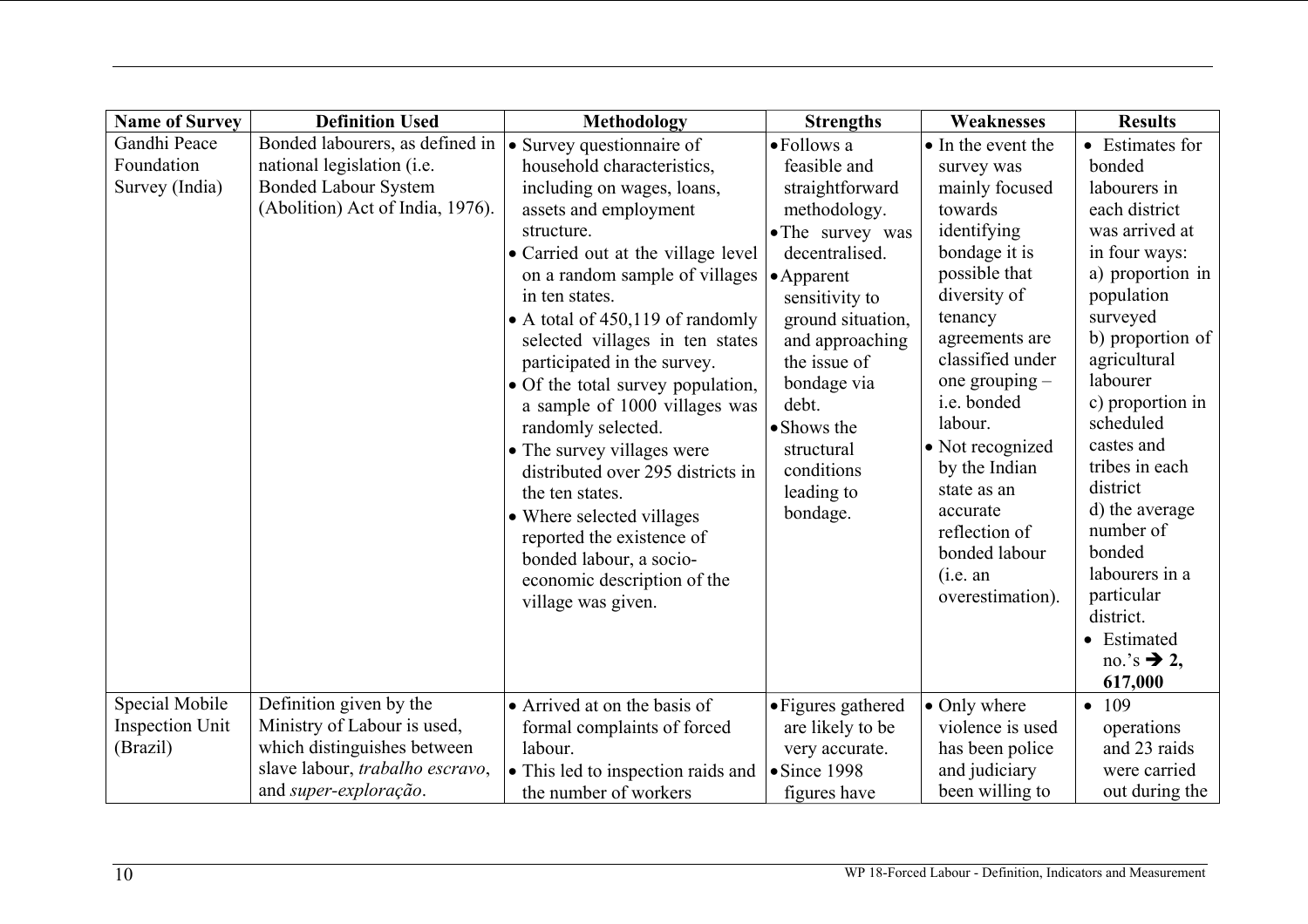| Name of Survey | Definition Used | Methodology | Strengths | Weaknesses | Results |
|---|---|---|---|---|---|
| Gandhi Peace Foundation Survey (India) | Bonded labourers, as defined in national legislation (i.e. Bonded Labour System (Abolition) Act of India, 1976). | • Survey questionnaire of household characteristics, including on wages, loans, assets and employment structure.<br>• Carried out at the village level on a random sample of villages in ten states.<br>• A total of 450,119 of randomly selected villages in ten states participated in the survey.<br>• Of the total survey population, a sample of 1000 villages was randomly selected.<br>• The survey villages were distributed over 295 districts in the ten states.<br>• Where selected villages reported the existence of bonded labour, a socio-economic description of the village was given. | • Follows a feasible and straightforward methodology.<br>• The survey was decentralised.<br>• Apparent sensitivity to ground situation, and approaching the issue of bondage via debt.<br>• Shows the structural conditions leading to bondage. | • In the event the survey was mainly focused towards identifying bondage it is possible that diversity of tenancy agreements are classified under one grouping – i.e. bonded labour.<br>• Not recognized by the Indian state as an accurate reflection of bonded labour (i.e. an overestimation). | • Estimates for bonded labourers in each district was arrived at in four ways:<br>a) proportion in population surveyed<br>b) proportion of agricultural labourer<br>c) proportion in scheduled castes and tribes in each district<br>d) the average number of bonded labourers in a particular district.<br>• Estimated no.'s ➔ **2, 617,000** |
| Special Mobile Inspection Unit (Brazil) | Definition given by the Ministry of Labour is used, which distinguishes between slave labour, *trabalho escravo*, and *super-exploração*. | • Arrived at on the basis of formal complaints of forced labour.<br>• This led to inspection raids and the number of workers | • Figures gathered are likely to be very accurate.<br>• Since 1998 figures have | • Only where violence is used has been police and judiciary been willing to | • 109 operations and 23 raids were carried out during the |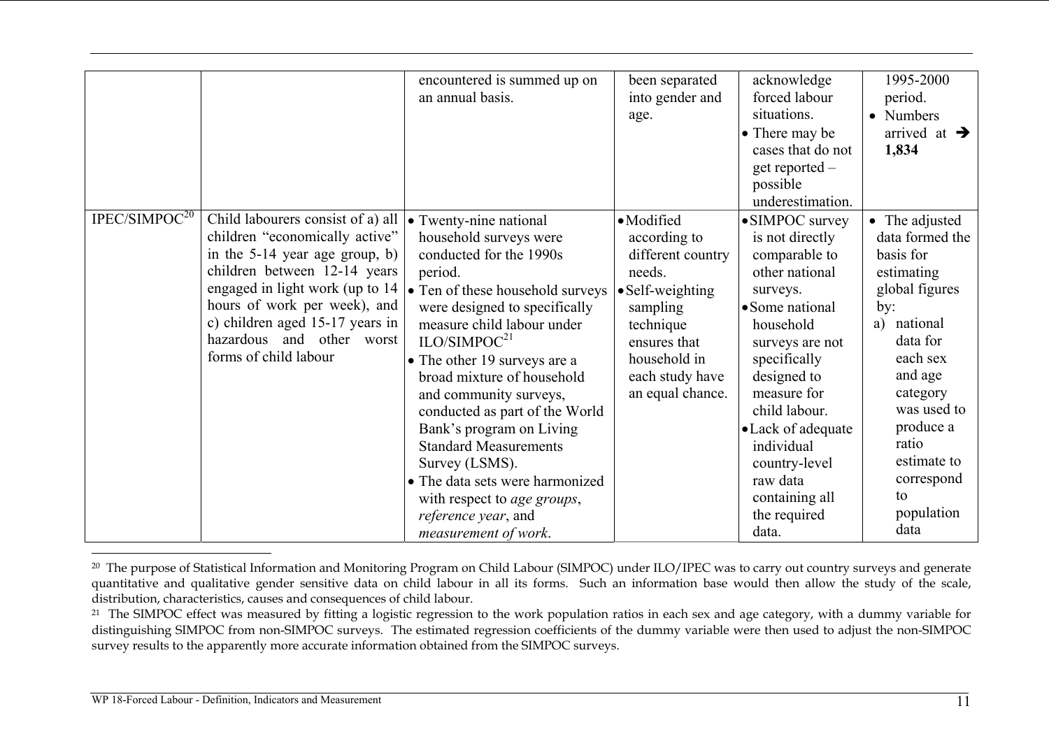| | | encountered is summed up on an annual basis. | been separated into gender and age. | acknowledge forced labour situations.<br>• There may be cases that do not get reported – possible underestimation. | 1995-2000 period.<br>• Numbers arrived at ➔ **1,834** |
|---|---|---|---|---|---|
| IPEC/SIMPOC[20] | Child labourers consist of a) all children "economically active" in the 5-14 year age group, b) children between 12-14 years engaged in light work (up to 14 hours of work per week), and c) children aged 15-17 years in hazardous and other worst forms of child labour | • Twenty-nine national household surveys were conducted for the 1990s period.<br>• Ten of these household surveys were designed to specifically measure child labour under ILO/SIMPOC[21]<br>• The other 19 surveys are a broad mixture of household and community surveys, conducted as part of the World Bank's program on Living Standard Measurements Survey (LSMS).<br>• The data sets were harmonized with respect to *age groups*, *reference year*, and *measurement of work*. | • Modified according to different country needs.<br>• Self-weighting sampling technique ensures that household in each study have an equal chance. | • SIMPOC survey is not directly comparable to other national surveys.<br>• Some national household surveys are not specifically designed to measure for child labour.<br>• Lack of adequate individual country-level raw data containing all the required data. | • The adjusted data formed the basis for estimating global figures by:<br>a) national data for each sex and age category was used to produce a ratio estimate to correspond to population data |

[20] The purpose of Statistical Information and Monitoring Program on Child Labour (SIMPOC) under ILO/IPEC was to carry out country surveys and generate quantitative and qualitative gender sensitive data on child labour in all its forms. Such an information base would then allow the study of the scale, distribution, characteristics, causes and consequences of child labour.

[21] The SIMPOC effect was measured by fitting a logistic regression to the work population ratios in each sex and age category, with a dummy variable for distinguishing SIMPOC from non-SIMPOC surveys. The estimated regression coefficients of the dummy variable were then used to adjust the non-SIMPOC survey results to the apparently more accurate information obtained from the SIMPOC surveys.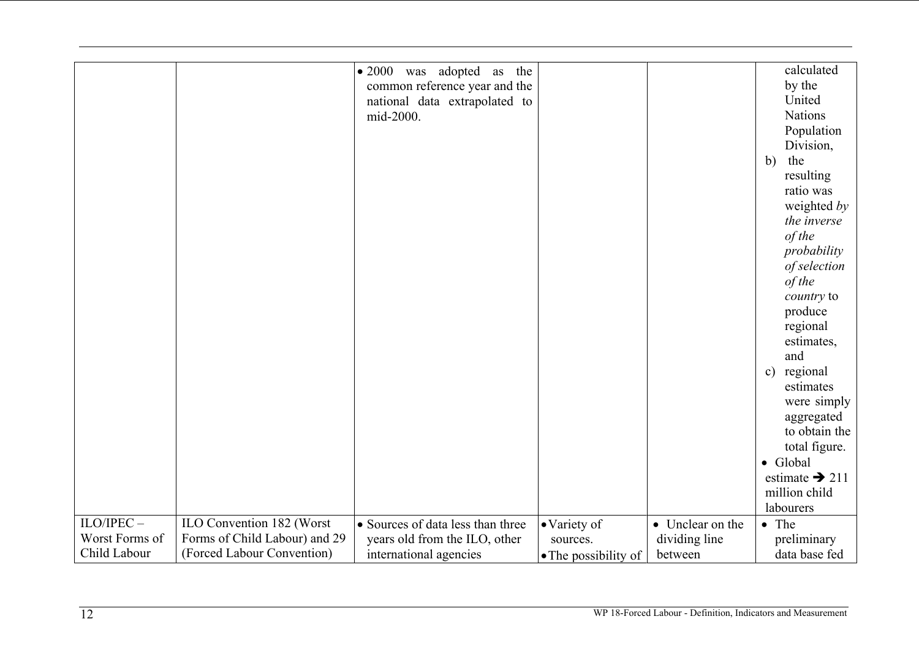| | | | | | |
|---|---|---|---|---|---|
| | | • 2000 was adopted as the common reference year and the national data extrapolated to mid-2000. | | | calculated by the United Nations Population Division, b) the resulting ratio was weighted *by the inverse of the probability of selection of the country* to produce regional estimates, and c) regional estimates were simply aggregated to obtain the total figure. • Global estimate ➔ 211 million child labourers |
| ILO/IPEC – Worst Forms of Child Labour | ILO Convention 182 (Worst Forms of Child Labour) and 29 (Forced Labour Convention) | • Sources of data less than three years old from the ILO, other international agencies | • Variety of sources. • The possibility of | • Unclear on the dividing line between | • The preliminary data base fed |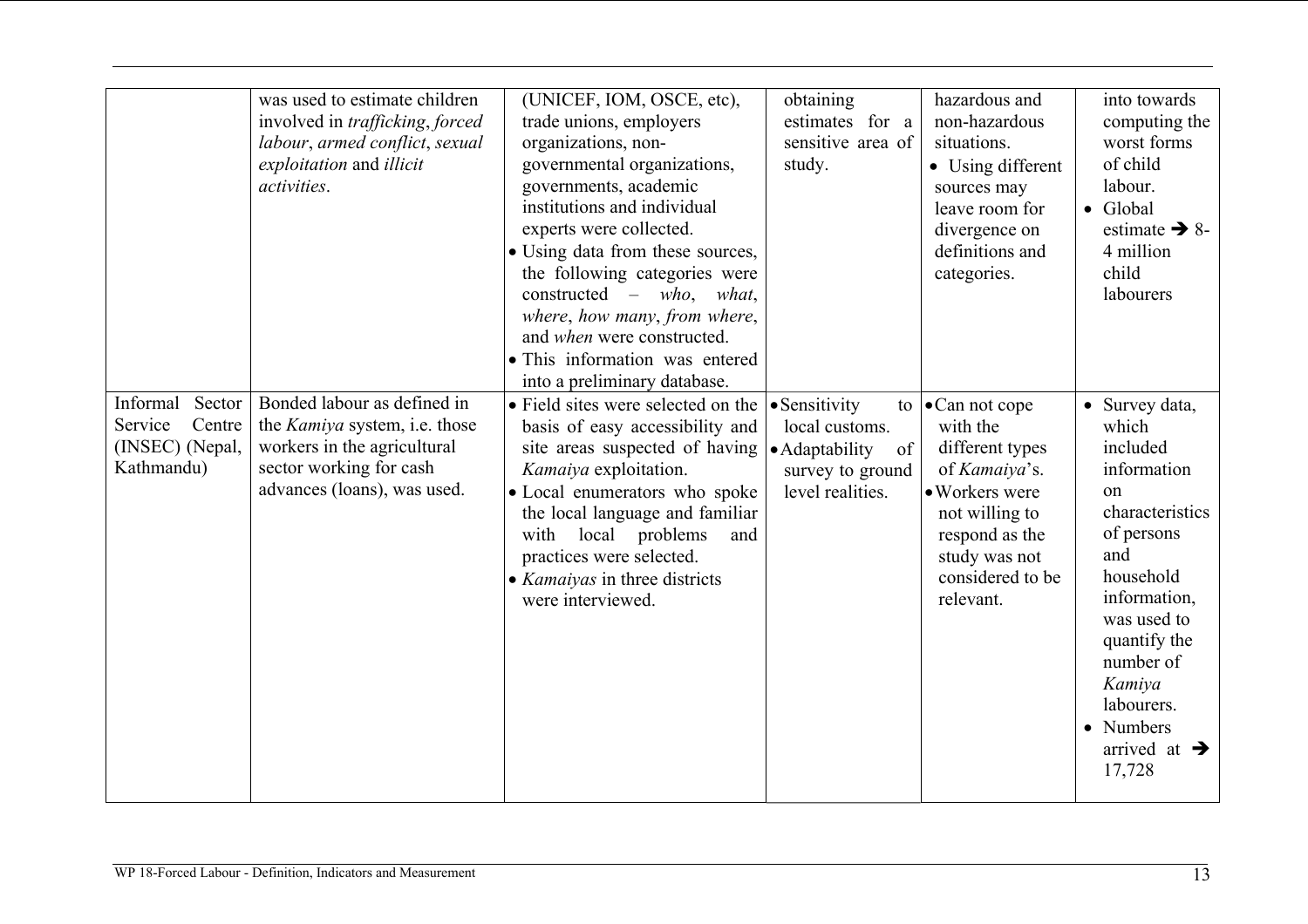| | | | | | |
|---|---|---|---|---|---|
| | was used to estimate children involved in *trafficking*, *forced labour*, *armed conflict*, *sexual exploitation* and *illicit activities*. | (UNICEF, IOM, OSCE, etc), trade unions, employers organizations, non-governmental organizations, governments, academic institutions and individual experts were collected.<br>• Using data from these sources, the following categories were constructed – *who*, *what*, *where*, *how many*, *from where*, and *when* were constructed.<br>• This information was entered into a preliminary database. | obtaining estimates for a sensitive area of study. | hazardous and non-hazardous situations.<br>• Using different sources may leave room for divergence on definitions and categories. | into towards computing the worst forms of child labour.<br>• Global estimate ➔ 8-4 million child labourers |
| Informal Sector Service Centre (INSEC) (Nepal, Kathmandu) | Bonded labour as defined in the *Kamiya* system, i.e. those workers in the agricultural sector working for cash advances (loans), was used. | • Field sites were selected on the basis of easy accessibility and site areas suspected of having *Kamaiya* exploitation.<br>• Local enumerators who spoke the local language and familiar with local problems and practices were selected.<br>• *Kamaiyas* in three districts were interviewed. | • Sensitivity to local customs.<br>• Adaptability of survey to ground level realities. | • Can not cope with the different types of *Kamaiya*'s.<br>• Workers were not willing to respond as the study was not considered to be relevant. | • Survey data, which included information on characteristics of persons and household information, was used to quantify the number of *Kamiya* labourers.<br>• Numbers arrived at ➔ 17,728 |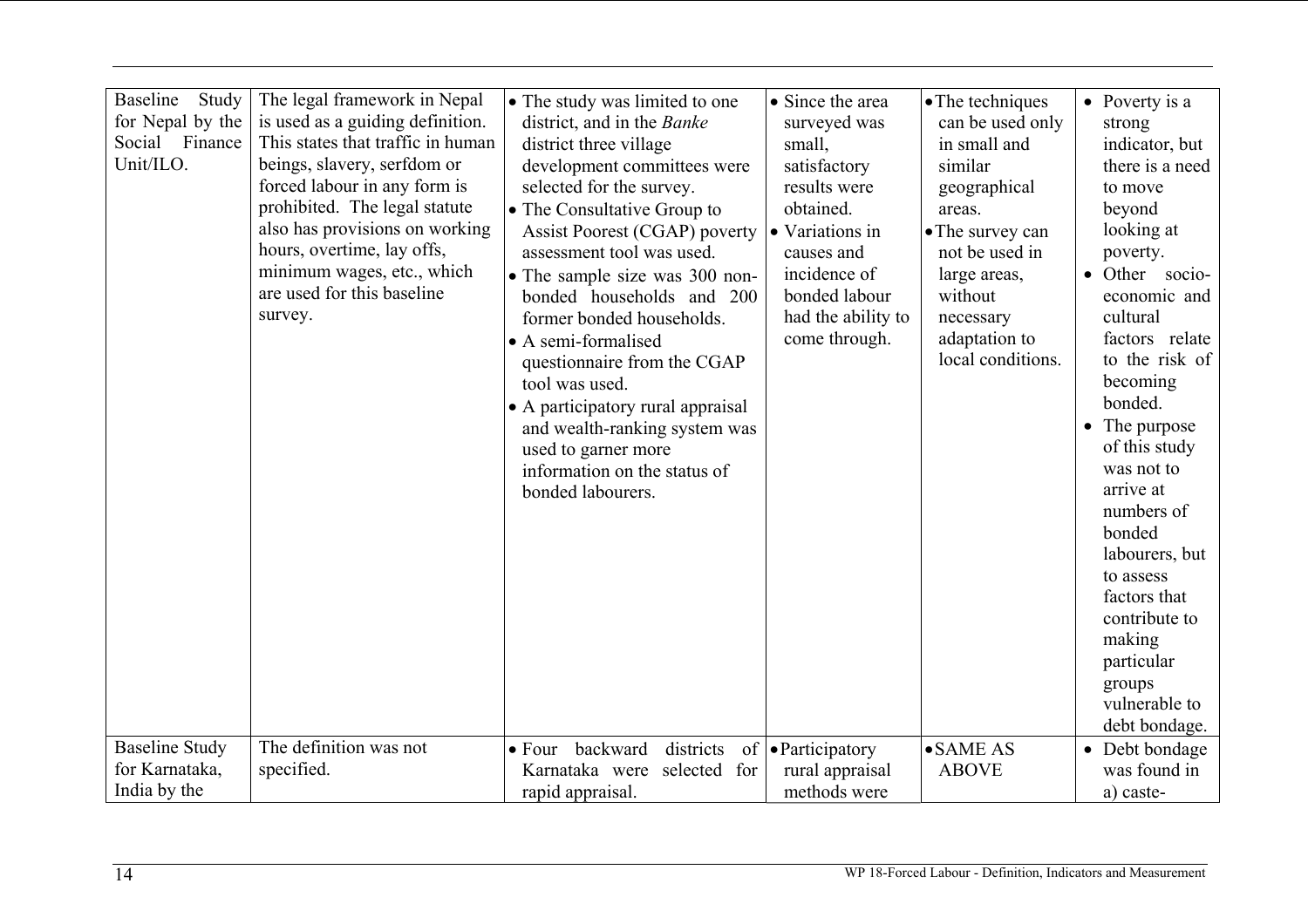| | | | | | |
|---|---|---|---|---|---|
| Baseline Study for Nepal by the Social Finance Unit/ILO. | The legal framework in Nepal is used as a guiding definition. This states that traffic in human beings, slavery, serfdom or forced labour in any form is prohibited. The legal statute also has provisions on working hours, overtime, lay offs, minimum wages, etc., which are used for this baseline survey. | • The study was limited to one district, and in the *Banke* district three village development committees were selected for the survey.<br>• The Consultative Group to Assist Poorest (CGAP) poverty assessment tool was used.<br>• The sample size was 300 non-bonded households and 200 former bonded households.<br>• A semi-formalised questionnaire from the CGAP tool was used.<br>• A participatory rural appraisal and wealth-ranking system was used to garner more information on the status of bonded labourers. | • Since the area surveyed was small, satisfactory results were obtained.<br>• Variations in causes and incidence of bonded labour had the ability to come through. | • The techniques can be used only in small and similar geographical areas.<br>• The survey can not be used in large areas, without necessary adaptation to local conditions. | • Poverty is a strong indicator, but there is a need to move beyond looking at poverty.<br>• Other socio-economic and cultural factors relate to the risk of becoming bonded.<br>• The purpose of this study was not to arrive at numbers of bonded labourers, but to assess factors that contribute to making particular groups vulnerable to debt bondage. |
| Baseline Study for Karnataka, India by the | The definition was not specified. | • Four backward districts of Karnataka were selected for rapid appraisal. | • Participatory rural appraisal methods were | • SAME AS ABOVE | • Debt bondage was found in a) caste- |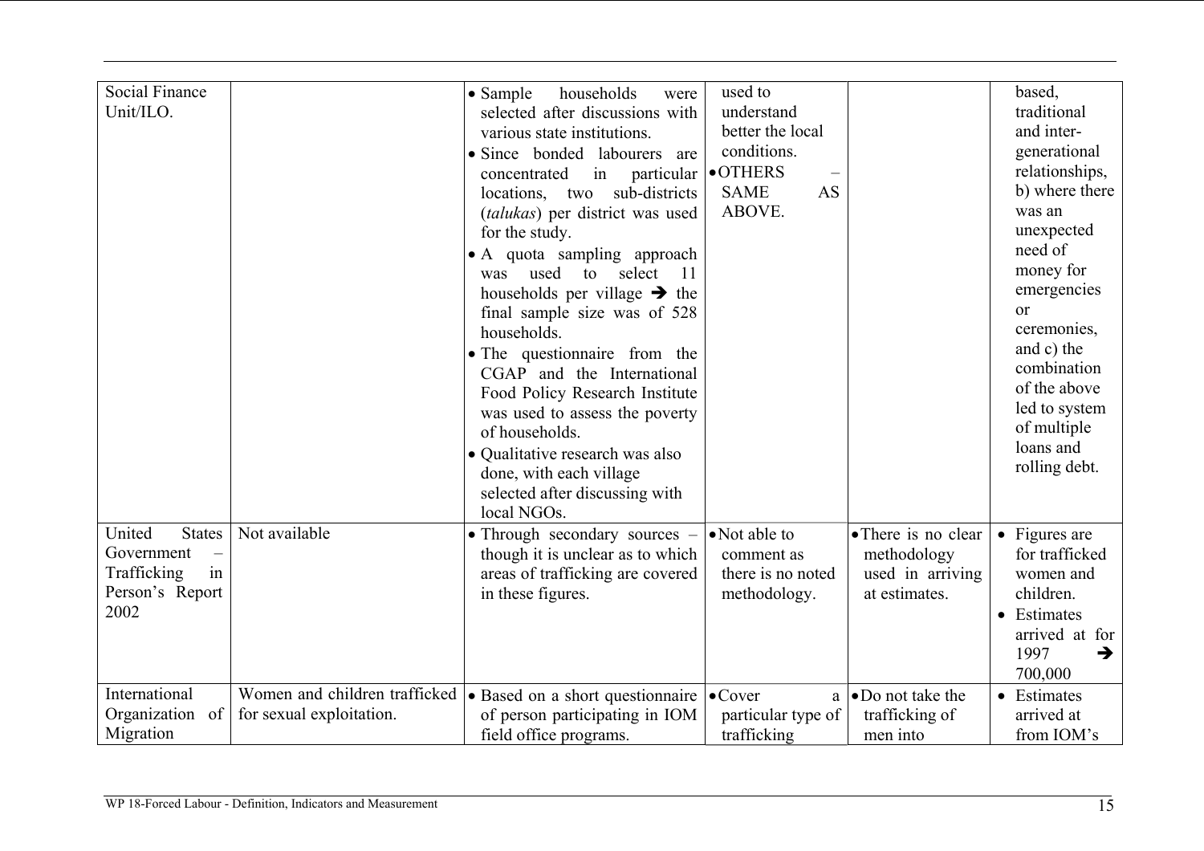| | | | | | |
|---|---|---|---|---|---|
| Social Finance Unit/ILO. | | • Sample households were selected after discussions with various state institutions.<br>• Since bonded labourers are concentrated in particular locations, two sub-districts (*talukas*) per district was used for the study.<br>• A quota sampling approach was used to select 11 households per village ➔ the final sample size was of 528 households.<br>• The questionnaire from the CGAP and the International Food Policy Research Institute was used to assess the poverty of households.<br>• Qualitative research was also done, with each village selected after discussing with local NGOs. | used to understand better the local conditions.<br>• OTHERS – SAME AS ABOVE. | | based, traditional and inter-generational relationships, b) where there was an unexpected need of money for emergencies or ceremonies, and c) the combination of the above led to system of multiple loans and rolling debt. |
| United States Government – Trafficking in Person's Report 2002 | Not available | • Through secondary sources – though it is unclear as to which areas of trafficking are covered in these figures. | • Not able to comment as there is no noted methodology. | • There is no clear methodology used in arriving at estimates. | • Figures are for trafficked women and children.<br>• Estimates arrived at for 1997 ➔ 700,000 |
| International Organization of Migration | Women and children trafficked for sexual exploitation. | • Based on a short questionnaire of person participating in IOM field office programs. | • Cover a particular type of trafficking | • Do not take the trafficking of men into | • Estimates arrived at from IOM's |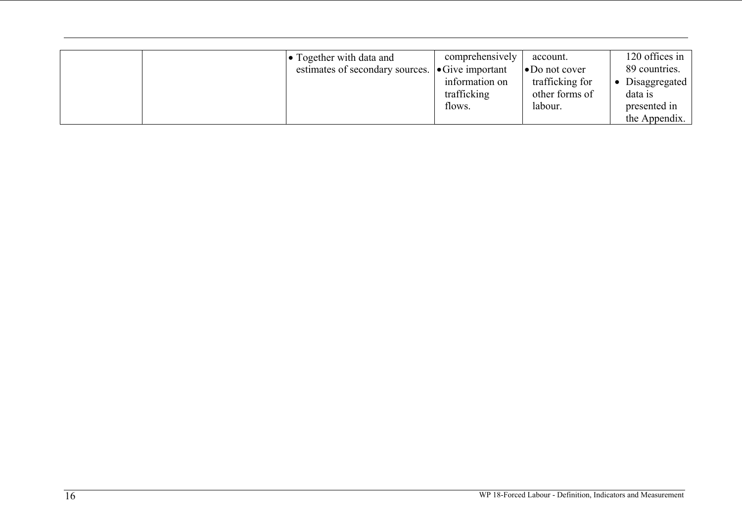| | | | | | |
|---|---|---|---|---|---|
| | | • Together with data and estimates of secondary sources. | comprehensively<br>• Give important information on trafficking flows. | account.<br>• Do not cover trafficking for other forms of labour. | 120 offices in 89 countries.<br>• Disaggregated data is presented in the Appendix. |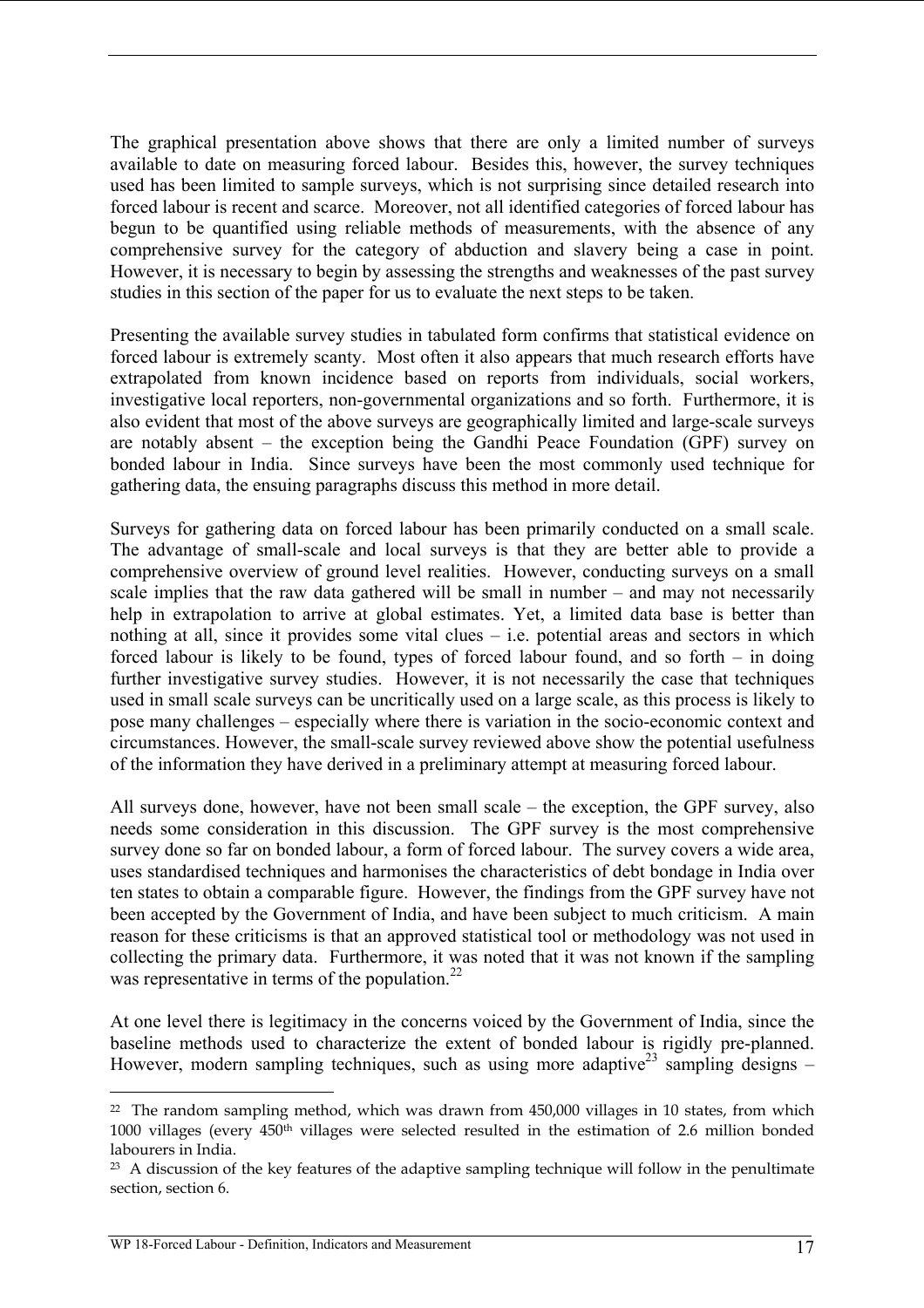The graphical presentation above shows that there are only a limited number of surveys available to date on measuring forced labour. Besides this, however, the survey techniques used has been limited to sample surveys, which is not surprising since detailed research into forced labour is recent and scarce. Moreover, not all identified categories of forced labour has begun to be quantified using reliable methods of measurements, with the absence of any comprehensive survey for the category of abduction and slavery being a case in point. However, it is necessary to begin by assessing the strengths and weaknesses of the past survey studies in this section of the paper for us to evaluate the next steps to be taken.

Presenting the available survey studies in tabulated form confirms that statistical evidence on forced labour is extremely scanty. Most often it also appears that much research efforts have extrapolated from known incidence based on reports from individuals, social workers, investigative local reporters, non-governmental organizations and so forth. Furthermore, it is also evident that most of the above surveys are geographically limited and large-scale surveys are notably absent – the exception being the Gandhi Peace Foundation (GPF) survey on bonded labour in India. Since surveys have been the most commonly used technique for gathering data, the ensuing paragraphs discuss this method in more detail.

Surveys for gathering data on forced labour has been primarily conducted on a small scale. The advantage of small-scale and local surveys is that they are better able to provide a comprehensive overview of ground level realities. However, conducting surveys on a small scale implies that the raw data gathered will be small in number – and may not necessarily help in extrapolation to arrive at global estimates. Yet, a limited data base is better than nothing at all, since it provides some vital clues – i.e. potential areas and sectors in which forced labour is likely to be found, types of forced labour found, and so forth – in doing further investigative survey studies. However, it is not necessarily the case that techniques used in small scale surveys can be uncritically used on a large scale, as this process is likely to pose many challenges – especially where there is variation in the socio-economic context and circumstances. However, the small-scale survey reviewed above show the potential usefulness of the information they have derived in a preliminary attempt at measuring forced labour.

All surveys done, however, have not been small scale – the exception, the GPF survey, also needs some consideration in this discussion. The GPF survey is the most comprehensive survey done so far on bonded labour, a form of forced labour. The survey covers a wide area, uses standardised techniques and harmonises the characteristics of debt bondage in India over ten states to obtain a comparable figure. However, the findings from the GPF survey have not been accepted by the Government of India, and have been subject to much criticism. A main reason for these criticisms is that an approved statistical tool or methodology was not used in collecting the primary data. Furthermore, it was noted that it was not known if the sampling was representative in terms of the population.[22]

At one level there is legitimacy in the concerns voiced by the Government of India, since the baseline methods used to characterize the extent of bonded labour is rigidly pre-planned. However, modern sampling techniques, such as using more adaptive[23] sampling designs –

---

[22] The random sampling method, which was drawn from 450,000 villages in 10 states, from which 1000 villages (every 450th villages were selected resulted in the estimation of 2.6 million bonded labourers in India.

[23] A discussion of the key features of the adaptive sampling technique will follow in the penultimate section, section 6.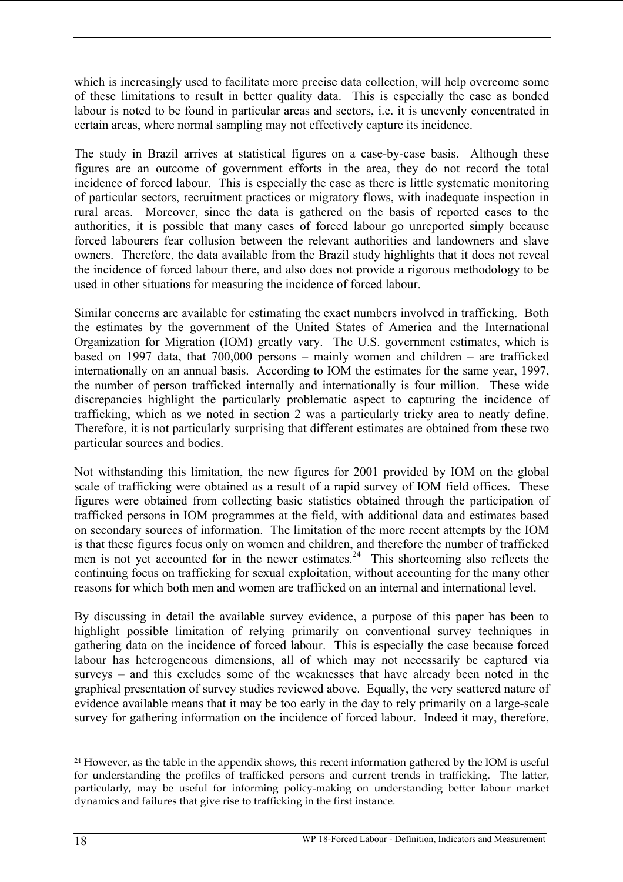which is increasingly used to facilitate more precise data collection, will help overcome some of these limitations to result in better quality data. This is especially the case as bonded labour is noted to be found in particular areas and sectors, i.e. it is unevenly concentrated in certain areas, where normal sampling may not effectively capture its incidence.

The study in Brazil arrives at statistical figures on a case-by-case basis. Although these figures are an outcome of government efforts in the area, they do not record the total incidence of forced labour. This is especially the case as there is little systematic monitoring of particular sectors, recruitment practices or migratory flows, with inadequate inspection in rural areas. Moreover, since the data is gathered on the basis of reported cases to the authorities, it is possible that many cases of forced labour go unreported simply because forced labourers fear collusion between the relevant authorities and landowners and slave owners. Therefore, the data available from the Brazil study highlights that it does not reveal the incidence of forced labour there, and also does not provide a rigorous methodology to be used in other situations for measuring the incidence of forced labour.

Similar concerns are available for estimating the exact numbers involved in trafficking. Both the estimates by the government of the United States of America and the International Organization for Migration (IOM) greatly vary. The U.S. government estimates, which is based on 1997 data, that 700,000 persons – mainly women and children – are trafficked internationally on an annual basis. According to IOM the estimates for the same year, 1997, the number of person trafficked internally and internationally is four million. These wide discrepancies highlight the particularly problematic aspect to capturing the incidence of trafficking, which as we noted in section 2 was a particularly tricky area to neatly define. Therefore, it is not particularly surprising that different estimates are obtained from these two particular sources and bodies.

Not withstanding this limitation, the new figures for 2001 provided by IOM on the global scale of trafficking were obtained as a result of a rapid survey of IOM field offices. These figures were obtained from collecting basic statistics obtained through the participation of trafficked persons in IOM programmes at the field, with additional data and estimates based on secondary sources of information. The limitation of the more recent attempts by the IOM is that these figures focus only on women and children, and therefore the number of trafficked men is not yet accounted for in the newer estimates.[24] This shortcoming also reflects the continuing focus on trafficking for sexual exploitation, without accounting for the many other reasons for which both men and women are trafficked on an internal and international level.

By discussing in detail the available survey evidence, a purpose of this paper has been to highlight possible limitation of relying primarily on conventional survey techniques in gathering data on the incidence of forced labour. This is especially the case because forced labour has heterogeneous dimensions, all of which may not necessarily be captured via surveys – and this excludes some of the weaknesses that have already been noted in the graphical presentation of survey studies reviewed above. Equally, the very scattered nature of evidence available means that it may be too early in the day to rely primarily on a large-scale survey for gathering information on the incidence of forced labour. Indeed it may, therefore,

[24] However, as the table in the appendix shows, this recent information gathered by the IOM is useful for understanding the profiles of trafficked persons and current trends in trafficking. The latter, particularly, may be useful for informing policy-making on understanding better labour market dynamics and failures that give rise to trafficking in the first instance.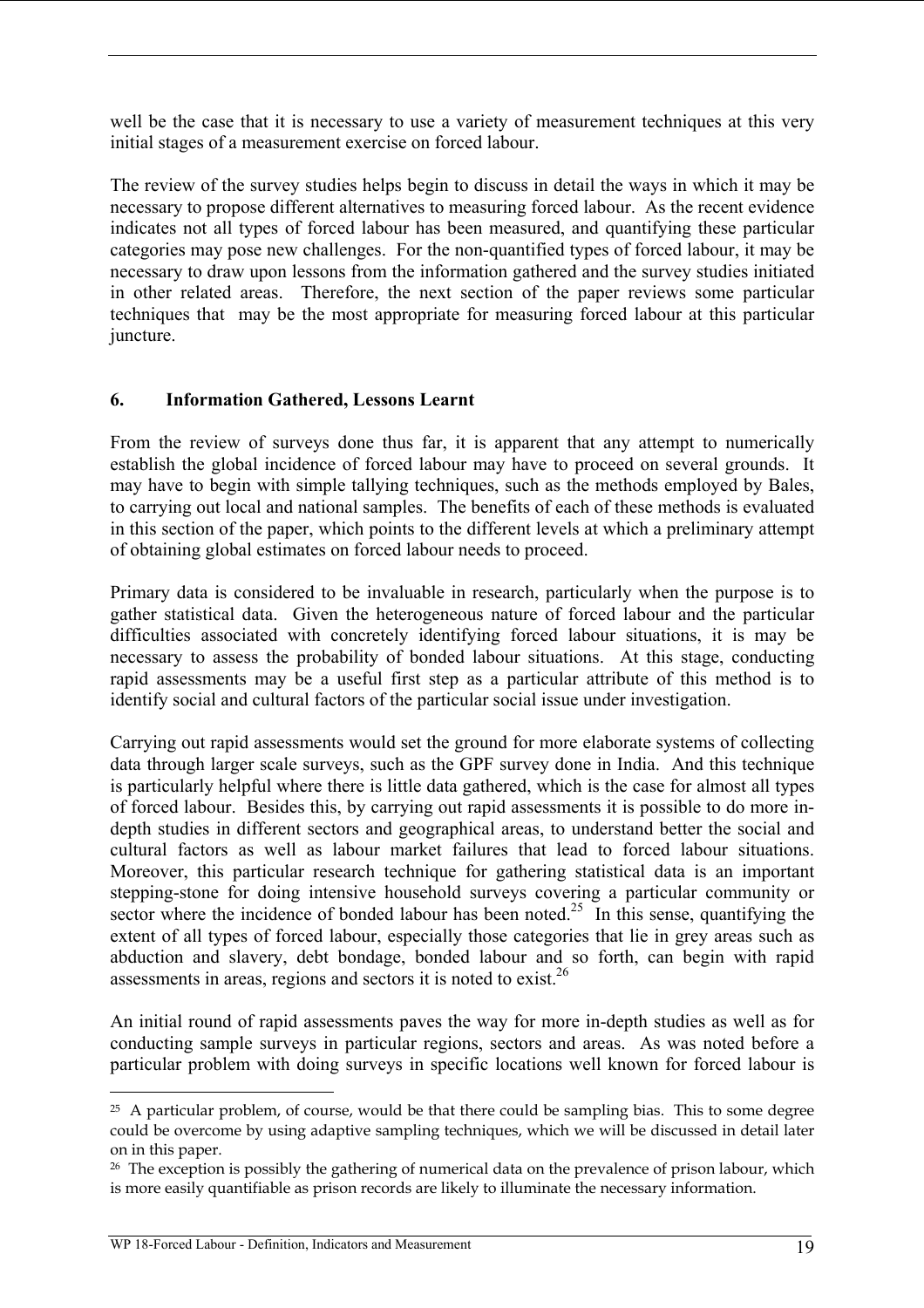well be the case that it is necessary to use a variety of measurement techniques at this very initial stages of a measurement exercise on forced labour.

The review of the survey studies helps begin to discuss in detail the ways in which it may be necessary to propose different alternatives to measuring forced labour. As the recent evidence indicates not all types of forced labour has been measured, and quantifying these particular categories may pose new challenges. For the non-quantified types of forced labour, it may be necessary to draw upon lessons from the information gathered and the survey studies initiated in other related areas. Therefore, the next section of the paper reviews some particular techniques that may be the most appropriate for measuring forced labour at this particular juncture.

## 6. Information Gathered, Lessons Learnt

From the review of surveys done thus far, it is apparent that any attempt to numerically establish the global incidence of forced labour may have to proceed on several grounds. It may have to begin with simple tallying techniques, such as the methods employed by Bales, to carrying out local and national samples. The benefits of each of these methods is evaluated in this section of the paper, which points to the different levels at which a preliminary attempt of obtaining global estimates on forced labour needs to proceed.

Primary data is considered to be invaluable in research, particularly when the purpose is to gather statistical data. Given the heterogeneous nature of forced labour and the particular difficulties associated with concretely identifying forced labour situations, it is may be necessary to assess the probability of bonded labour situations. At this stage, conducting rapid assessments may be a useful first step as a particular attribute of this method is to identify social and cultural factors of the particular social issue under investigation.

Carrying out rapid assessments would set the ground for more elaborate systems of collecting data through larger scale surveys, such as the GPF survey done in India. And this technique is particularly helpful where there is little data gathered, which is the case for almost all types of forced labour. Besides this, by carrying out rapid assessments it is possible to do more in-depth studies in different sectors and geographical areas, to understand better the social and cultural factors as well as labour market failures that lead to forced labour situations. Moreover, this particular research technique for gathering statistical data is an important stepping-stone for doing intensive household surveys covering a particular community or sector where the incidence of bonded labour has been noted.[25] In this sense, quantifying the extent of all types of forced labour, especially those categories that lie in grey areas such as abduction and slavery, debt bondage, bonded labour and so forth, can begin with rapid assessments in areas, regions and sectors it is noted to exist.[26]

An initial round of rapid assessments paves the way for more in-depth studies as well as for conducting sample surveys in particular regions, sectors and areas. As was noted before a particular problem with doing surveys in specific locations well known for forced labour is

---

[25] A particular problem, of course, would be that there could be sampling bias. This to some degree could be overcome by using adaptive sampling techniques, which we will be discussed in detail later on in this paper.

[26] The exception is possibly the gathering of numerical data on the prevalence of prison labour, which is more easily quantifiable as prison records are likely to illuminate the necessary information.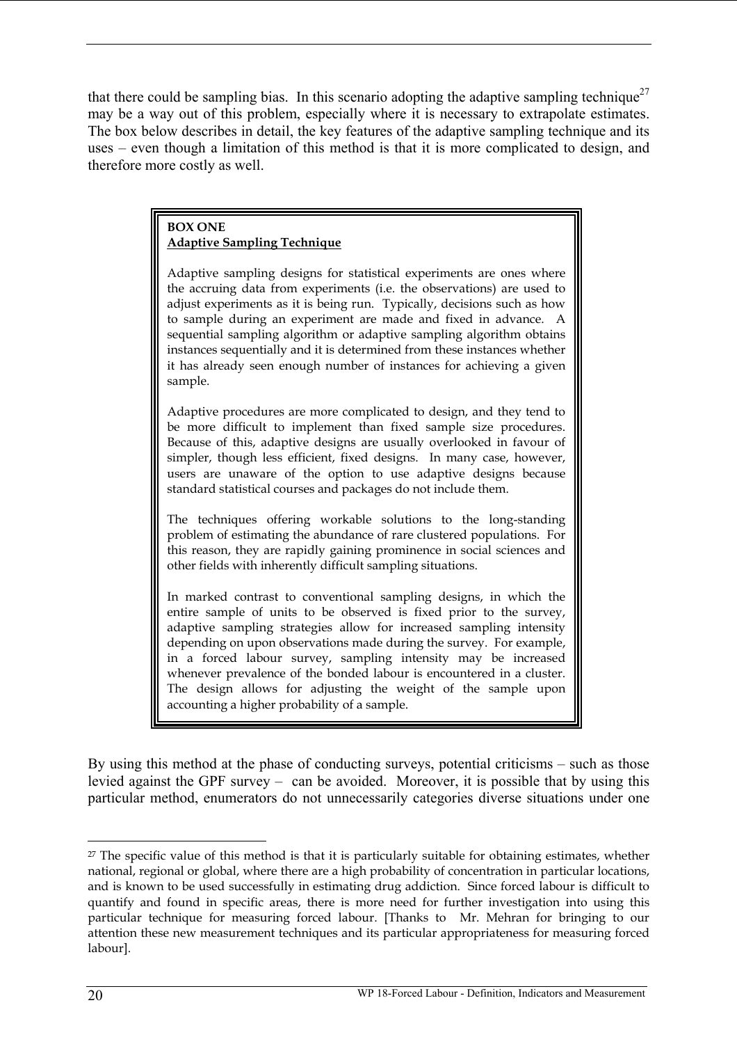that there could be sampling bias. In this scenario adopting the adaptive sampling technique[27] may be a way out of this problem, especially where it is necessary to extrapolate estimates. The box below describes in detail, the key features of the adaptive sampling technique and its uses – even though a limitation of this method is that it is more complicated to design, and therefore more costly as well.

> **BOX ONE**
> **<u>Adaptive Sampling Technique</u>**
>
> Adaptive sampling designs for statistical experiments are ones where the accruing data from experiments (i.e. the observations) are used to adjust experiments as it is being run. Typically, decisions such as how to sample during an experiment are made and fixed in advance. A sequential sampling algorithm or adaptive sampling algorithm obtains instances sequentially and it is determined from these instances whether it has already seen enough number of instances for achieving a given sample.
>
> Adaptive procedures are more complicated to design, and they tend to be more difficult to implement than fixed sample size procedures. Because of this, adaptive designs are usually overlooked in favour of simpler, though less efficient, fixed designs. In many case, however, users are unaware of the option to use adaptive designs because standard statistical courses and packages do not include them.
>
> The techniques offering workable solutions to the long-standing problem of estimating the abundance of rare clustered populations. For this reason, they are rapidly gaining prominence in social sciences and other fields with inherently difficult sampling situations.
>
> In marked contrast to conventional sampling designs, in which the entire sample of units to be observed is fixed prior to the survey, adaptive sampling strategies allow for increased sampling intensity depending on upon observations made during the survey. For example, in a forced labour survey, sampling intensity may be increased whenever prevalence of the bonded labour is encountered in a cluster. The design allows for adjusting the weight of the sample upon accounting a higher probability of a sample.

By using this method at the phase of conducting surveys, potential criticisms – such as those levied against the GPF survey – can be avoided. Moreover, it is possible that by using this particular method, enumerators do not unnecessarily categories diverse situations under one

---

[27] The specific value of this method is that it is particularly suitable for obtaining estimates, whether national, regional or global, where there are a high probability of concentration in particular locations, and is known to be used successfully in estimating drug addiction. Since forced labour is difficult to quantify and found in specific areas, there is more need for further investigation into using this particular technique for measuring forced labour. [Thanks to Mr. Mehran for bringing to our attention these new measurement techniques and its particular appropriateness for measuring forced labour].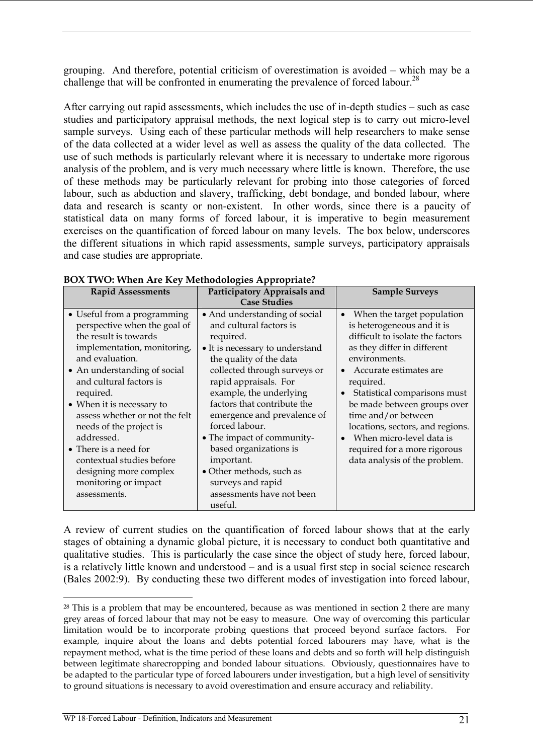grouping. And therefore, potential criticism of overestimation is avoided – which may be a challenge that will be confronted in enumerating the prevalence of forced labour.[28]

After carrying out rapid assessments, which includes the use of in-depth studies – such as case studies and participatory appraisal methods, the next logical step is to carry out micro-level sample surveys. Using each of these particular methods will help researchers to make sense of the data collected at a wider level as well as assess the quality of the data collected. The use of such methods is particularly relevant where it is necessary to undertake more rigorous analysis of the problem, and is very much necessary where little is known. Therefore, the use of these methods may be particularly relevant for probing into those categories of forced labour, such as abduction and slavery, trafficking, debt bondage, and bonded labour, where data and research is scanty or non-existent. In other words, since there is a paucity of statistical data on many forms of forced labour, it is imperative to begin measurement exercises on the quantification of forced labour on many levels. The box below, underscores the different situations in which rapid assessments, sample surveys, participatory appraisals and case studies are appropriate.

**BOX TWO: When Are Key Methodologies Appropriate?**

| Rapid Assessments | Participatory Appraisals and Case Studies | Sample Surveys |
|---|---|---|
| • Useful from a programming perspective when the goal of the result is towards implementation, monitoring, and evaluation.<br>• An understanding of social and cultural factors is required.<br>• When it is necessary to assess whether or not the felt needs of the project is addressed.<br>• There is a need for contextual studies before designing more complex monitoring or impact assessments. | • And understanding of social and cultural factors is required.<br>• It is necessary to understand the quality of the data collected through surveys or rapid appraisals. For example, the underlying factors that contribute the emergence and prevalence of forced labour.<br>• The impact of community-based organizations is important.<br>• Other methods, such as surveys and rapid assessments have not been useful. | • When the target population is heterogeneous and it is difficult to isolate the factors as they differ in different environments.<br>• Accurate estimates are required.<br>• Statistical comparisons must be made between groups over time and/or between locations, sectors, and regions.<br>• When micro-level data is required for a more rigorous data analysis of the problem. |

A review of current studies on the quantification of forced labour shows that at the early stages of obtaining a dynamic global picture, it is necessary to conduct both quantitative and qualitative studies. This is particularly the case since the object of study here, forced labour, is a relatively little known and understood – and is a usual first step in social science research (Bales 2002:9). By conducting these two different modes of investigation into forced labour,

[28] This is a problem that may be encountered, because as was mentioned in section 2 there are many grey areas of forced labour that may not be easy to measure. One way of overcoming this particular limitation would be to incorporate probing questions that proceed beyond surface factors. For example, inquire about the loans and debts potential forced labourers may have, what is the repayment method, what is the time period of these loans and debts and so forth will help distinguish between legitimate sharecropping and bonded labour situations. Obviously, questionnaires have to be adapted to the particular type of forced labourers under investigation, but a high level of sensitivity to ground situations is necessary to avoid overestimation and ensure accuracy and reliability.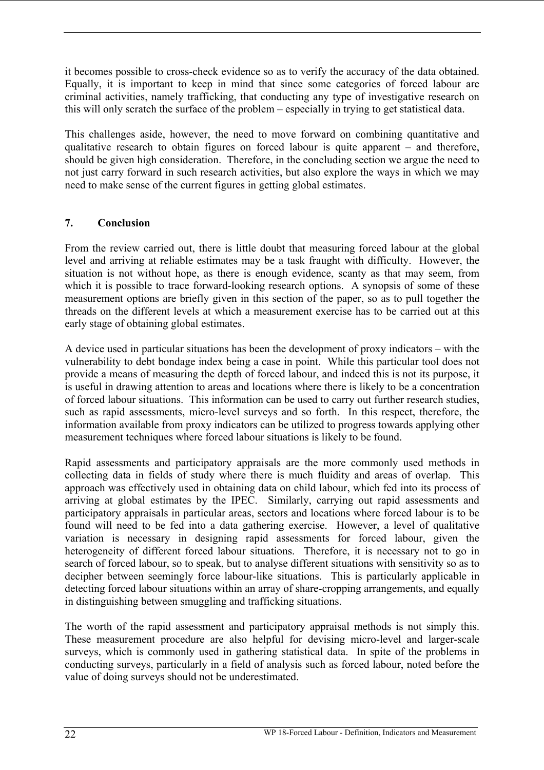it becomes possible to cross-check evidence so as to verify the accuracy of the data obtained. Equally, it is important to keep in mind that since some categories of forced labour are criminal activities, namely trafficking, that conducting any type of investigative research on this will only scratch the surface of the problem – especially in trying to get statistical data.

This challenges aside, however, the need to move forward on combining quantitative and qualitative research to obtain figures on forced labour is quite apparent – and therefore, should be given high consideration. Therefore, in the concluding section we argue the need to not just carry forward in such research activities, but also explore the ways in which we may need to make sense of the current figures in getting global estimates.

## 7. Conclusion

From the review carried out, there is little doubt that measuring forced labour at the global level and arriving at reliable estimates may be a task fraught with difficulty. However, the situation is not without hope, as there is enough evidence, scanty as that may seem, from which it is possible to trace forward-looking research options. A synopsis of some of these measurement options are briefly given in this section of the paper, so as to pull together the threads on the different levels at which a measurement exercise has to be carried out at this early stage of obtaining global estimates.

A device used in particular situations has been the development of proxy indicators – with the vulnerability to debt bondage index being a case in point. While this particular tool does not provide a means of measuring the depth of forced labour, and indeed this is not its purpose, it is useful in drawing attention to areas and locations where there is likely to be a concentration of forced labour situations. This information can be used to carry out further research studies, such as rapid assessments, micro-level surveys and so forth. In this respect, therefore, the information available from proxy indicators can be utilized to progress towards applying other measurement techniques where forced labour situations is likely to be found.

Rapid assessments and participatory appraisals are the more commonly used methods in collecting data in fields of study where there is much fluidity and areas of overlap. This approach was effectively used in obtaining data on child labour, which fed into its process of arriving at global estimates by the IPEC. Similarly, carrying out rapid assessments and participatory appraisals in particular areas, sectors and locations where forced labour is to be found will need to be fed into a data gathering exercise. However, a level of qualitative variation is necessary in designing rapid assessments for forced labour, given the heterogeneity of different forced labour situations. Therefore, it is necessary not to go in search of forced labour, so to speak, but to analyse different situations with sensitivity so as to decipher between seemingly force labour-like situations. This is particularly applicable in detecting forced labour situations within an array of share-cropping arrangements, and equally in distinguishing between smuggling and trafficking situations.

The worth of the rapid assessment and participatory appraisal methods is not simply this. These measurement procedure are also helpful for devising micro-level and larger-scale surveys, which is commonly used in gathering statistical data. In spite of the problems in conducting surveys, particularly in a field of analysis such as forced labour, noted before the value of doing surveys should not be underestimated.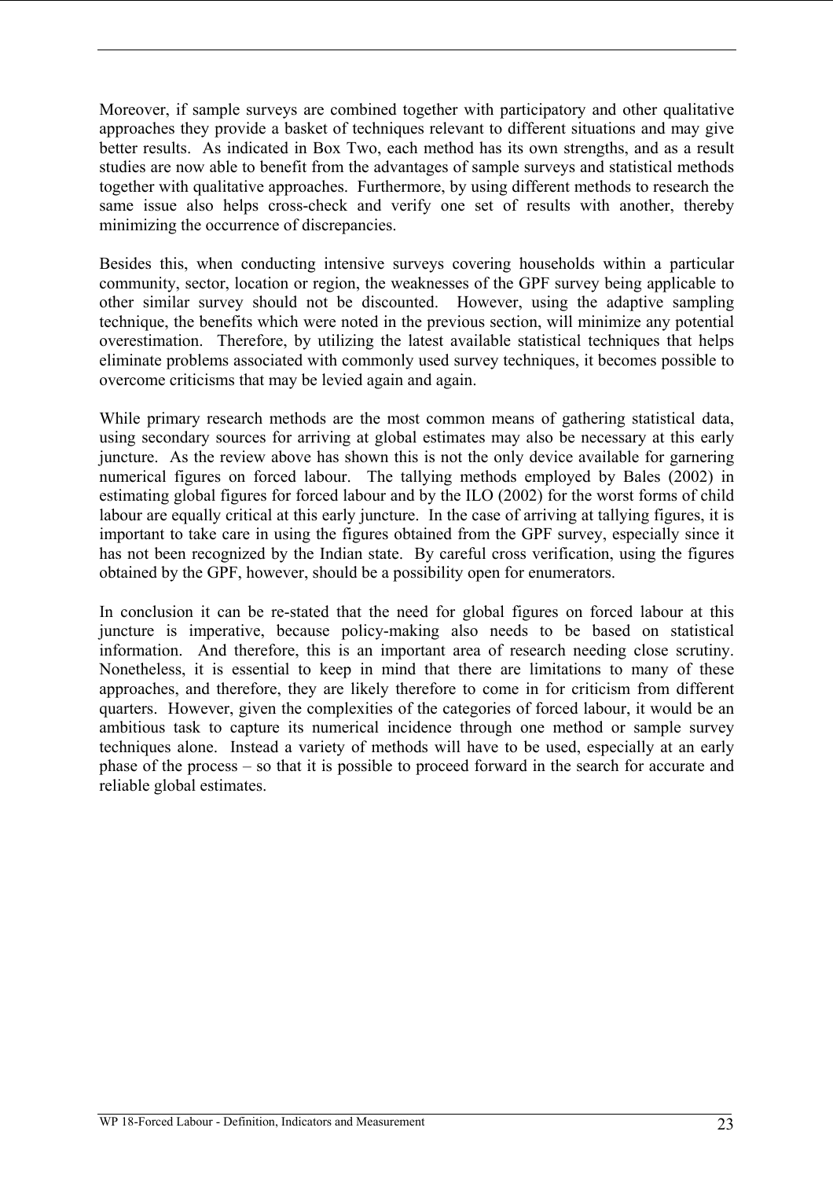Moreover, if sample surveys are combined together with participatory and other qualitative approaches they provide a basket of techniques relevant to different situations and may give better results. As indicated in Box Two, each method has its own strengths, and as a result studies are now able to benefit from the advantages of sample surveys and statistical methods together with qualitative approaches. Furthermore, by using different methods to research the same issue also helps cross-check and verify one set of results with another, thereby minimizing the occurrence of discrepancies.

Besides this, when conducting intensive surveys covering households within a particular community, sector, location or region, the weaknesses of the GPF survey being applicable to other similar survey should not be discounted. However, using the adaptive sampling technique, the benefits which were noted in the previous section, will minimize any potential overestimation. Therefore, by utilizing the latest available statistical techniques that helps eliminate problems associated with commonly used survey techniques, it becomes possible to overcome criticisms that may be levied again and again.

While primary research methods are the most common means of gathering statistical data, using secondary sources for arriving at global estimates may also be necessary at this early juncture. As the review above has shown this is not the only device available for garnering numerical figures on forced labour. The tallying methods employed by Bales (2002) in estimating global figures for forced labour and by the ILO (2002) for the worst forms of child labour are equally critical at this early juncture. In the case of arriving at tallying figures, it is important to take care in using the figures obtained from the GPF survey, especially since it has not been recognized by the Indian state. By careful cross verification, using the figures obtained by the GPF, however, should be a possibility open for enumerators.

In conclusion it can be re-stated that the need for global figures on forced labour at this juncture is imperative, because policy-making also needs to be based on statistical information. And therefore, this is an important area of research needing close scrutiny. Nonetheless, it is essential to keep in mind that there are limitations to many of these approaches, and therefore, they are likely therefore to come in for criticism from different quarters. However, given the complexities of the categories of forced labour, it would be an ambitious task to capture its numerical incidence through one method or sample survey techniques alone. Instead a variety of methods will have to be used, especially at an early phase of the process – so that it is possible to proceed forward in the search for accurate and reliable global estimates.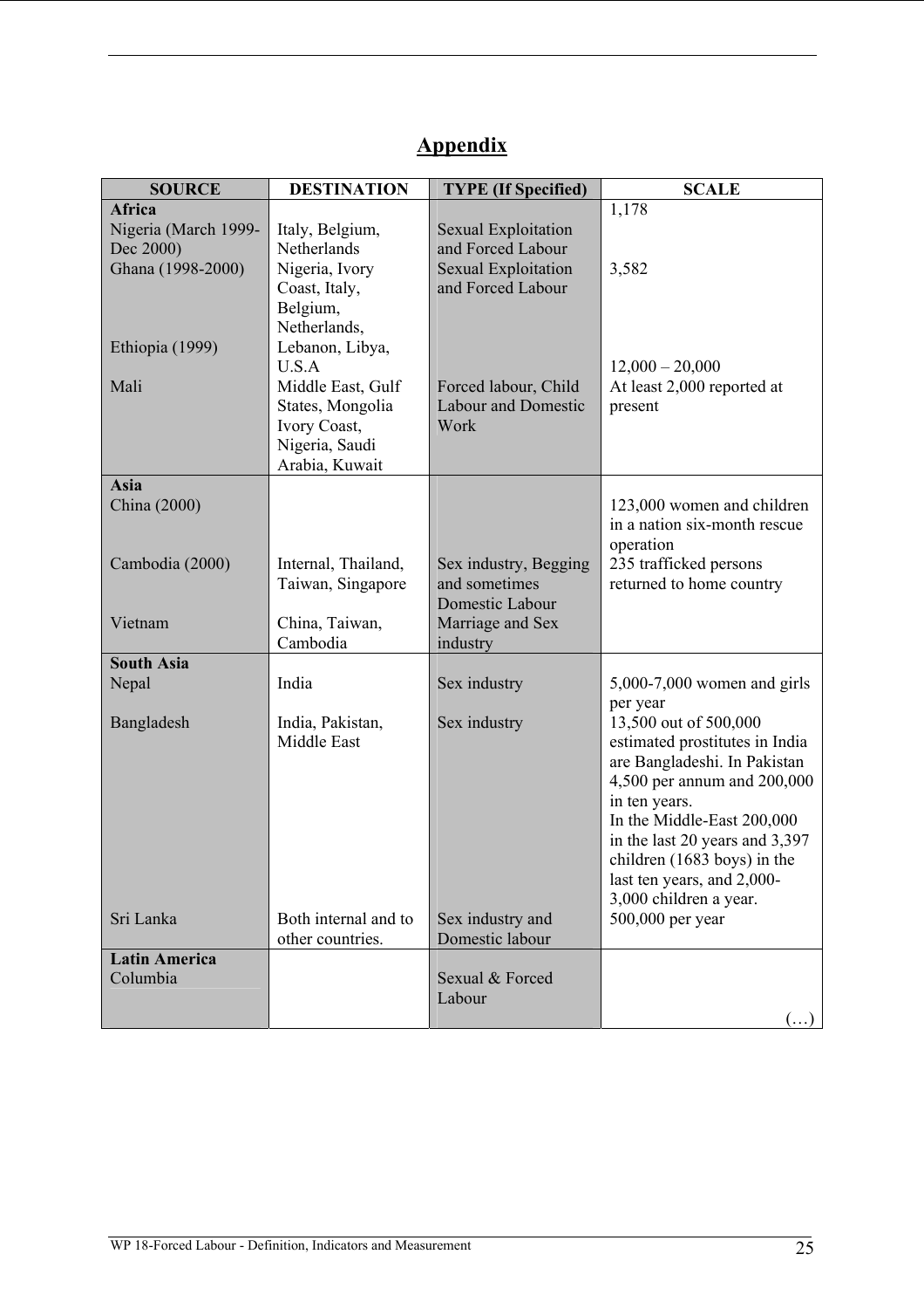# Appendix

| SOURCE | DESTINATION | TYPE (If Specified) | SCALE |
|---|---|---|---|
| **Africa** | | | 1,178 |
| Nigeria (March 1999-Dec 2000) | Italy, Belgium, Netherlands | Sexual Exploitation and Forced Labour | |
| Ghana (1998-2000) | Nigeria, Ivory Coast, Italy, Belgium, Netherlands, | Sexual Exploitation and Forced Labour | 3,582 |
| Ethiopia (1999) | Lebanon, Libya, U.S.A | | 12,000 – 20,000 |
| Mali | Middle East, Gulf States, Mongolia Ivory Coast, Nigeria, Saudi Arabia, Kuwait | Forced labour, Child Labour and Domestic Work | At least 2,000 reported at present |
| **Asia** | | | |
| China (2000) | | | 123,000 women and children in a nation six-month rescue operation |
| Cambodia (2000) | Internal, Thailand, Taiwan, Singapore | Sex industry, Begging and sometimes Domestic Labour | 235 trafficked persons returned to home country |
| Vietnam | China, Taiwan, Cambodia | Marriage and Sex industry | |
| **South Asia** | | | |
| Nepal | India | Sex industry | 5,000-7,000 women and girls per year |
| Bangladesh | India, Pakistan, Middle East | Sex industry | 13,500 out of 500,000 estimated prostitutes in India are Bangladeshi. In Pakistan 4,500 per annum and 200,000 in ten years. In the Middle-East 200,000 in the last 20 years and 3,397 children (1683 boys) in the last ten years, and 2,000-3,000 children a year. |
| Sri Lanka | Both internal and to other countries. | Sex industry and Domestic labour | 500,000 per year |
| **Latin America** | | | |
| Columbia | | Sexual & Forced Labour | (…) |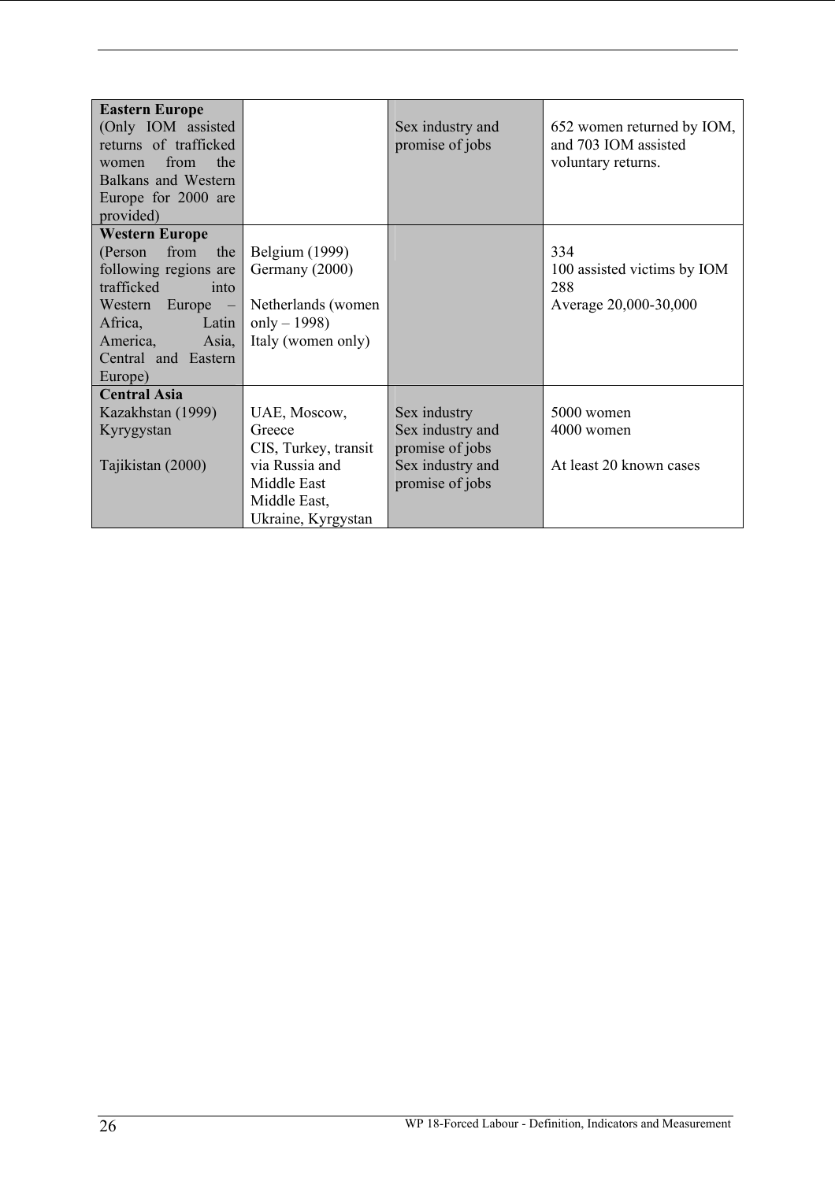| **Eastern Europe** (Only IOM assisted returns of trafficked women from the Balkans and Western Europe for 2000 are provided) | | Sex industry and promise of jobs | 652 women returned by IOM, and 703 IOM assisted voluntary returns. |
|---|---|---|---|
| **Western Europe** (Person from the following regions are trafficked into Western Europe – Africa, Latin America, Asia, Central and Eastern Europe) | Belgium (1999)<br>Germany (2000)<br><br>Netherlands (women only – 1998)<br>Italy (women only) | | 334<br>100 assisted victims by IOM<br>288<br>Average 20,000-30,000 |
| **Central Asia**<br>Kazakhstan (1999)<br>Kyrygystan<br><br>Tajikistan (2000) | UAE, Moscow, Greece<br>CIS, Turkey, transit via Russia and Middle East<br>Middle East, Ukraine, Kyrgystan | Sex industry<br>Sex industry and promise of jobs<br>Sex industry and promise of jobs | 5000 women<br>4000 women<br><br>At least 20 known cases |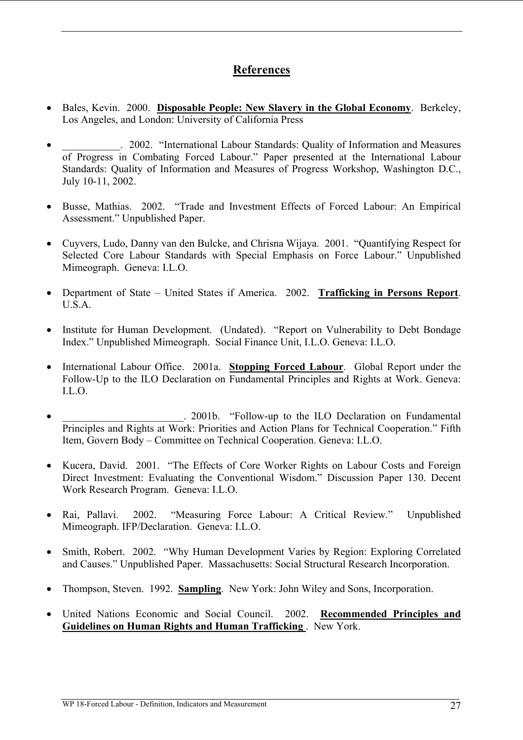## References

- Bales, Kevin. 2000. **Disposable People: New Slavery in the Global Economy**. Berkeley, Los Angeles, and London: University of California Press

- ___________. 2002. "International Labour Standards: Quality of Information and Measures of Progress in Combating Forced Labour." Paper presented at the International Labour Standards: Quality of Information and Measures of Progress Workshop, Washington D.C., July 10-11, 2002.

- Busse, Mathias. 2002. "Trade and Investment Effects of Forced Labour: An Empirical Assessment." Unpublished Paper.

- Cuyvers, Ludo, Danny van den Bulcke, and Chrisna Wijaya. 2001. "Quantifying Respect for Selected Core Labour Standards with Special Emphasis on Force Labour." Unpublished Mimeograph. Geneva: I.L.O.

- Department of State – United States if America. 2002. **Trafficking in Persons Report**. U.S.A.

- Institute for Human Development. (Undated). "Report on Vulnerability to Debt Bondage Index." Unpublished Mimeograph. Social Finance Unit, I.L.O. Geneva: I.L.O.

- International Labour Office. 2001a. **Stopping Forced Labour**. Global Report under the Follow-Up to the ILO Declaration on Fundamental Principles and Rights at Work. Geneva: I.L.O.

- _______________________. 2001b. "Follow-up to the ILO Declaration on Fundamental Principles and Rights at Work: Priorities and Action Plans for Technical Cooperation." Fifth Item, Govern Body – Committee on Technical Cooperation. Geneva: I.L.O.

- Kucera, David. 2001. "The Effects of Core Worker Rights on Labour Costs and Foreign Direct Investment: Evaluating the Conventional Wisdom." Discussion Paper 130. Decent Work Research Program. Geneva: I.L.O.

- Rai, Pallavi. 2002. "Measuring Force Labour: A Critical Review." Unpublished Mimeograph. IFP/Declaration. Geneva: I.L.O.

- Smith, Robert. 2002. "Why Human Development Varies by Region: Exploring Correlated and Causes." Unpublished Paper. Massachusetts: Social Structural Research Incorporation.

- Thompson, Steven. 1992. **Sampling**. New York: John Wiley and Sons, Incorporation.

- United Nations Economic and Social Council. 2002. **Recommended Principles and Guidelines on Human Rights and Human Trafficking** . New York.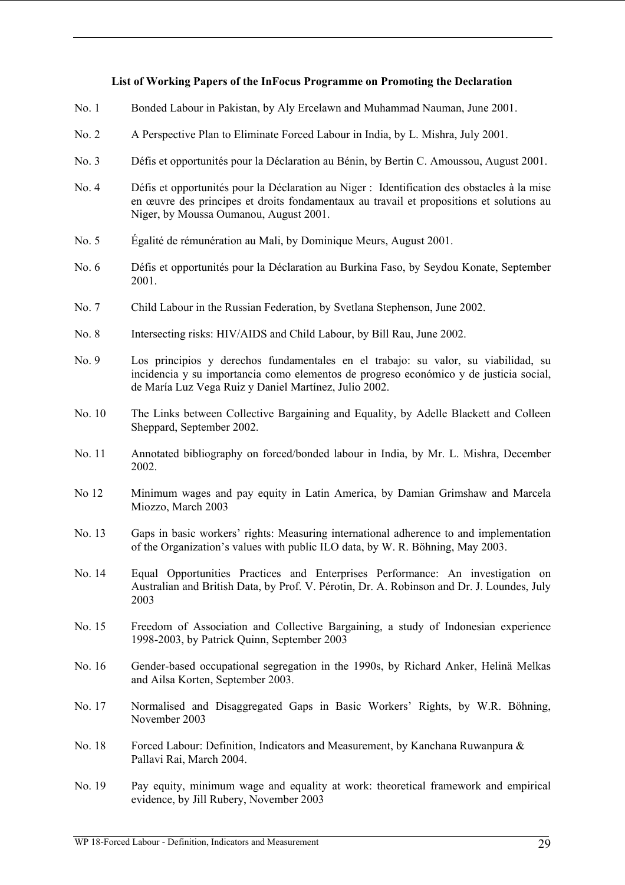**List of Working Papers of the InFocus Programme on Promoting the Declaration**

No. 1 Bonded Labour in Pakistan, by Aly Ercelawn and Muhammad Nauman, June 2001.

No. 2 A Perspective Plan to Eliminate Forced Labour in India, by L. Mishra, July 2001.

No. 3 Défis et opportunités pour la Déclaration au Bénin, by Bertin C. Amoussou, August 2001.

No. 4 Défis et opportunités pour la Déclaration au Niger : Identification des obstacles à la mise en œuvre des principes et droits fondamentaux au travail et propositions et solutions au Niger, by Moussa Oumanou, August 2001.

No. 5 Égalité de rémunération au Mali, by Dominique Meurs, August 2001.

No. 6 Défis et opportunités pour la Déclaration au Burkina Faso, by Seydou Konate, September 2001.

No. 7 Child Labour in the Russian Federation, by Svetlana Stephenson, June 2002.

No. 8 Intersecting risks: HIV/AIDS and Child Labour, by Bill Rau, June 2002.

No. 9 Los principios y derechos fundamentales en el trabajo: su valor, su viabilidad, su incidencia y su importancia como elementos de progreso económico y de justicia social, de María Luz Vega Ruiz y Daniel Martínez, Julio 2002.

No. 10 The Links between Collective Bargaining and Equality, by Adelle Blackett and Colleen Sheppard, September 2002.

No. 11 Annotated bibliography on forced/bonded labour in India, by Mr. L. Mishra, December 2002.

No 12 Minimum wages and pay equity in Latin America, by Damian Grimshaw and Marcela Miozzo, March 2003

No. 13 Gaps in basic workers' rights: Measuring international adherence to and implementation of the Organization's values with public ILO data, by W. R. Böhning, May 2003.

No. 14 Equal Opportunities Practices and Enterprises Performance: An investigation on Australian and British Data, by Prof. V. Pérotin, Dr. A. Robinson and Dr. J. Loundes, July 2003

No. 15 Freedom of Association and Collective Bargaining, a study of Indonesian experience 1998-2003, by Patrick Quinn, September 2003

No. 16 Gender-based occupational segregation in the 1990s, by Richard Anker, Helinä Melkas and Ailsa Korten, September 2003.

No. 17 Normalised and Disaggregated Gaps in Basic Workers' Rights, by W.R. Böhning, November 2003

No. 18 Forced Labour: Definition, Indicators and Measurement, by Kanchana Ruwanpura & Pallavi Rai, March 2004.

No. 19 Pay equity, minimum wage and equality at work: theoretical framework and empirical evidence, by Jill Rubery, November 2003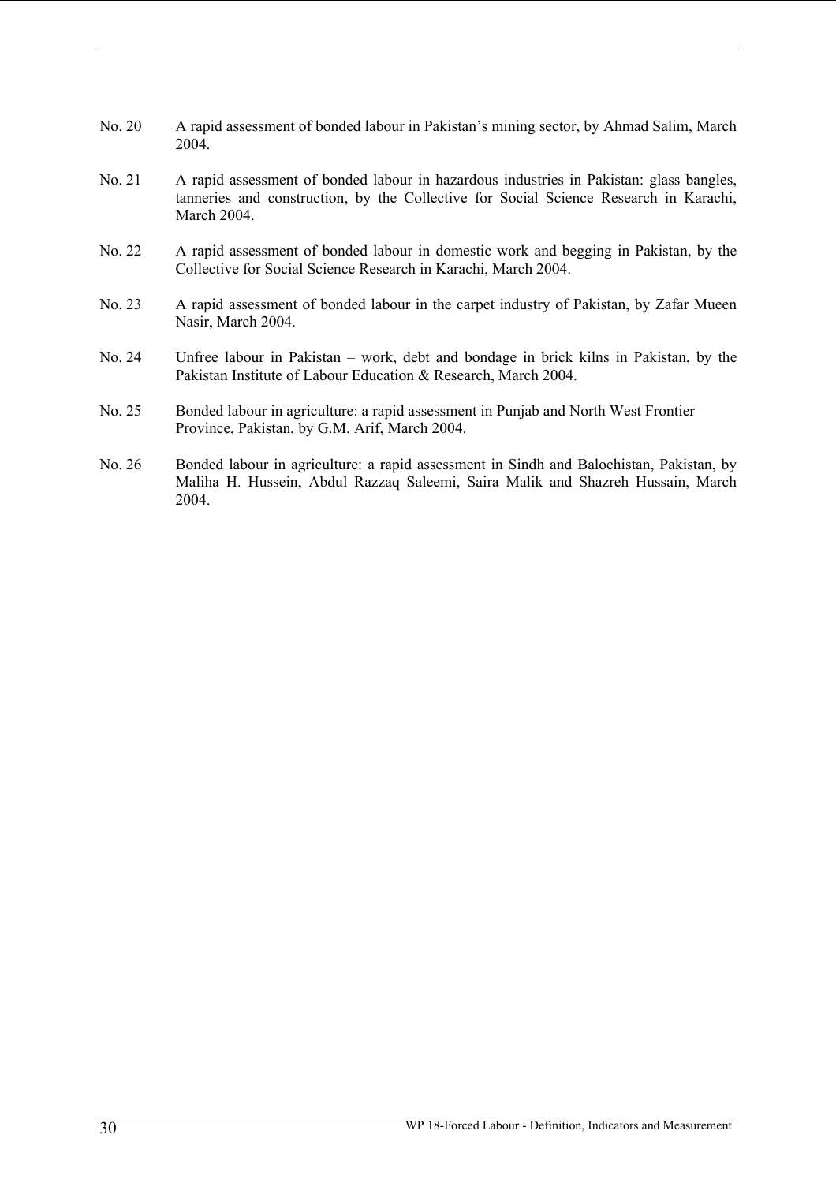No. 20 A rapid assessment of bonded labour in Pakistan's mining sector, by Ahmad Salim, March 2004.

No. 21 A rapid assessment of bonded labour in hazardous industries in Pakistan: glass bangles, tanneries and construction, by the Collective for Social Science Research in Karachi, March 2004.

No. 22 A rapid assessment of bonded labour in domestic work and begging in Pakistan, by the Collective for Social Science Research in Karachi, March 2004.

No. 23 A rapid assessment of bonded labour in the carpet industry of Pakistan, by Zafar Mueen Nasir, March 2004.

No. 24 Unfree labour in Pakistan – work, debt and bondage in brick kilns in Pakistan, by the Pakistan Institute of Labour Education & Research, March 2004.

No. 25 Bonded labour in agriculture: a rapid assessment in Punjab and North West Frontier Province, Pakistan, by G.M. Arif, March 2004.

No. 26 Bonded labour in agriculture: a rapid assessment in Sindh and Balochistan, Pakistan, by Maliha H. Hussein, Abdul Razzaq Saleemi, Saira Malik and Shazreh Hussain, March 2004.